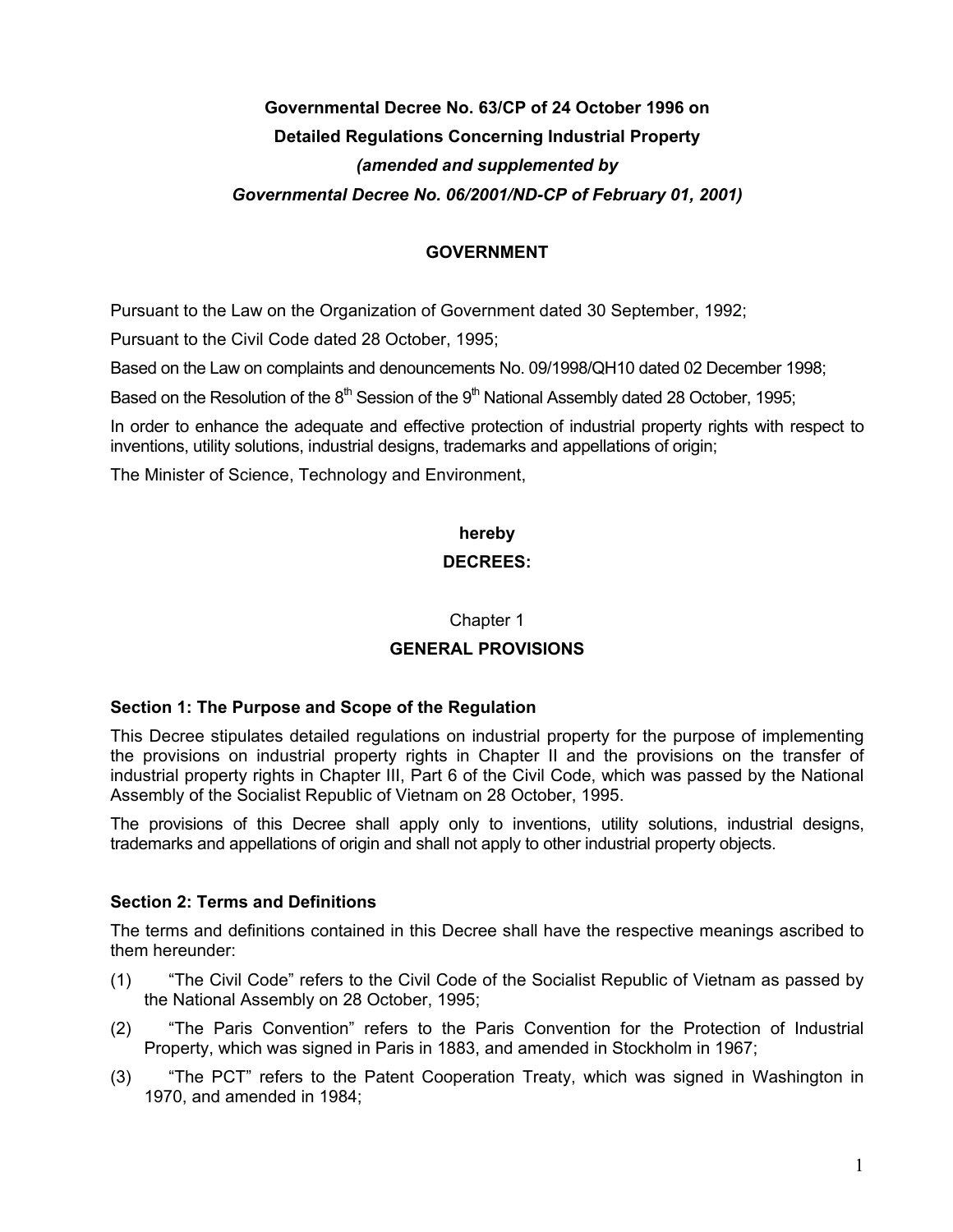# Governmental Decree No. 63/CP of 24 October 1996 on Detailed Regulations Concerning Industrial Property

***(amended and supplemented by Governmental Decree No. 06/2001/ND-CP of February 01, 2001)***

**GOVERNMENT**

Pursuant to the Law on the Organization of Government dated 30 September, 1992;

Pursuant to the Civil Code dated 28 October, 1995;

Based on the Law on complaints and denouncements No. 09/1998/QH10 dated 02 December 1998;

Based on the Resolution of the 8th Session of the 9th National Assembly dated 28 October, 1995;

In order to enhance the adequate and effective protection of industrial property rights with respect to inventions, utility solutions, industrial designs, trademarks and appellations of origin;

The Minister of Science, Technology and Environment,

**hereby**

**DECREES:**

## Chapter 1

## GENERAL PROVISIONS

### Section 1: The Purpose and Scope of the Regulation

This Decree stipulates detailed regulations on industrial property for the purpose of implementing the provisions on industrial property rights in Chapter II and the provisions on the transfer of industrial property rights in Chapter III, Part 6 of the Civil Code, which was passed by the National Assembly of the Socialist Republic of Vietnam on 28 October, 1995.

The provisions of this Decree shall apply only to inventions, utility solutions, industrial designs, trademarks and appellations of origin and shall not apply to other industrial property objects.

### Section 2: Terms and Definitions

The terms and definitions contained in this Decree shall have the respective meanings ascribed to them hereunder:

(1) "The Civil Code" refers to the Civil Code of the Socialist Republic of Vietnam as passed by the National Assembly on 28 October, 1995;

(2) "The Paris Convention" refers to the Paris Convention for the Protection of Industrial Property, which was signed in Paris in 1883, and amended in Stockholm in 1967;

(3) "The PCT" refers to the Patent Cooperation Treaty, which was signed in Washington in 1970, and amended in 1984;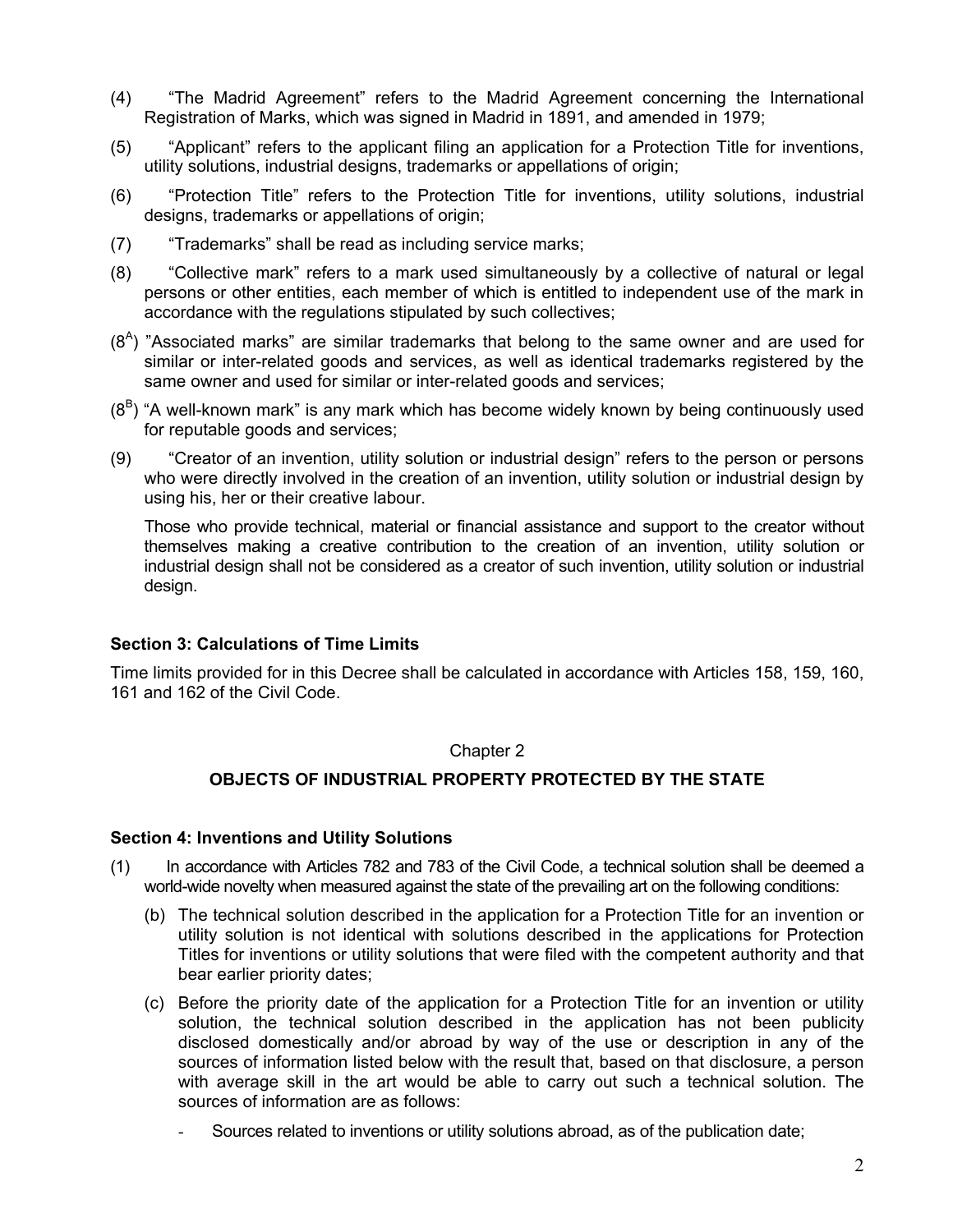(4) "The Madrid Agreement" refers to the Madrid Agreement concerning the International Registration of Marks, which was signed in Madrid in 1891, and amended in 1979;

(5) "Applicant" refers to the applicant filing an application for a Protection Title for inventions, utility solutions, industrial designs, trademarks or appellations of origin;

(6) "Protection Title" refers to the Protection Title for inventions, utility solutions, industrial designs, trademarks or appellations of origin;

(7) "Trademarks" shall be read as including service marks;

(8) "Collective mark" refers to a mark used simultaneously by a collective of natural or legal persons or other entities, each member of which is entitled to independent use of the mark in accordance with the regulations stipulated by such collectives;

(8[A]) "Associated marks" are similar trademarks that belong to the same owner and are used for similar or inter-related goods and services, as well as identical trademarks registered by the same owner and used for similar or inter-related goods and services;

(8[B]) "A well-known mark" is any mark which has become widely known by being continuously used for reputable goods and services;

(9) "Creator of an invention, utility solution or industrial design" refers to the person or persons who were directly involved in the creation of an invention, utility solution or industrial design by using his, her or their creative labour.

Those who provide technical, material or financial assistance and support to the creator without themselves making a creative contribution to the creation of an invention, utility solution or industrial design shall not be considered as a creator of such invention, utility solution or industrial design.

**Section 3: Calculations of Time Limits**

Time limits provided for in this Decree shall be calculated in accordance with Articles 158, 159, 160, 161 and 162 of the Civil Code.

Chapter 2

## OBJECTS OF INDUSTRIAL PROPERTY PROTECTED BY THE STATE

**Section 4: Inventions and Utility Solutions**

(1) In accordance with Articles 782 and 783 of the Civil Code, a technical solution shall be deemed a world-wide novelty when measured against the state of the prevailing art on the following conditions:

(b) The technical solution described in the application for a Protection Title for an invention or utility solution is not identical with solutions described in the applications for Protection Titles for inventions or utility solutions that were filed with the competent authority and that bear earlier priority dates;

(c) Before the priority date of the application for a Protection Title for an invention or utility solution, the technical solution described in the application has not been publicity disclosed domestically and/or abroad by way of the use or description in any of the sources of information listed below with the result that, based on that disclosure, a person with average skill in the art would be able to carry out such a technical solution. The sources of information are as follows:

- Sources related to inventions or utility solutions abroad, as of the publication date;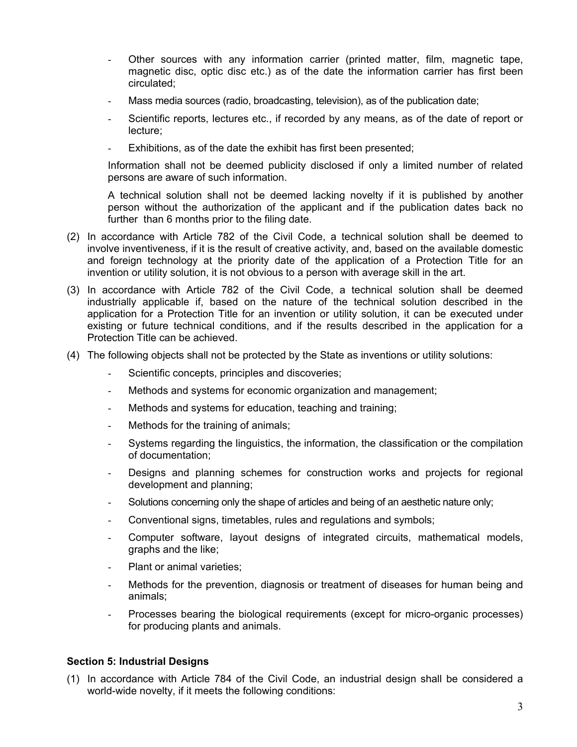- Other sources with any information carrier (printed matter, film, magnetic tape, magnetic disc, optic disc etc.) as of the date the information carrier has first been circulated;
- Mass media sources (radio, broadcasting, television), as of the publication date;
- Scientific reports, lectures etc., if recorded by any means, as of the date of report or lecture;
- Exhibitions, as of the date the exhibit has first been presented;

Information shall not be deemed publicity disclosed if only a limited number of related persons are aware of such information.

A technical solution shall not be deemed lacking novelty if it is published by another person without the authorization of the applicant and if the publication dates back no further than 6 months prior to the filing date.

(2) In accordance with Article 782 of the Civil Code, a technical solution shall be deemed to involve inventiveness, if it is the result of creative activity, and, based on the available domestic and foreign technology at the priority date of the application of a Protection Title for an invention or utility solution, it is not obvious to a person with average skill in the art.

(3) In accordance with Article 782 of the Civil Code, a technical solution shall be deemed industrially applicable if, based on the nature of the technical solution described in the application for a Protection Title for an invention or utility solution, it can be executed under existing or future technical conditions, and if the results described in the application for a Protection Title can be achieved.

(4) The following objects shall not be protected by the State as inventions or utility solutions:

- Scientific concepts, principles and discoveries;
- Methods and systems for economic organization and management;
- Methods and systems for education, teaching and training;
- Methods for the training of animals;
- Systems regarding the linguistics, the information, the classification or the compilation of documentation;
- Designs and planning schemes for construction works and projects for regional development and planning;
- Solutions concerning only the shape of articles and being of an aesthetic nature only;
- Conventional signs, timetables, rules and regulations and symbols;
- Computer software, layout designs of integrated circuits, mathematical models, graphs and the like;
- Plant or animal varieties;
- Methods for the prevention, diagnosis or treatment of diseases for human being and animals;
- Processes bearing the biological requirements (except for micro-organic processes) for producing plants and animals.

**Section 5: Industrial Designs**

(1) In accordance with Article 784 of the Civil Code, an industrial design shall be considered a world-wide novelty, if it meets the following conditions: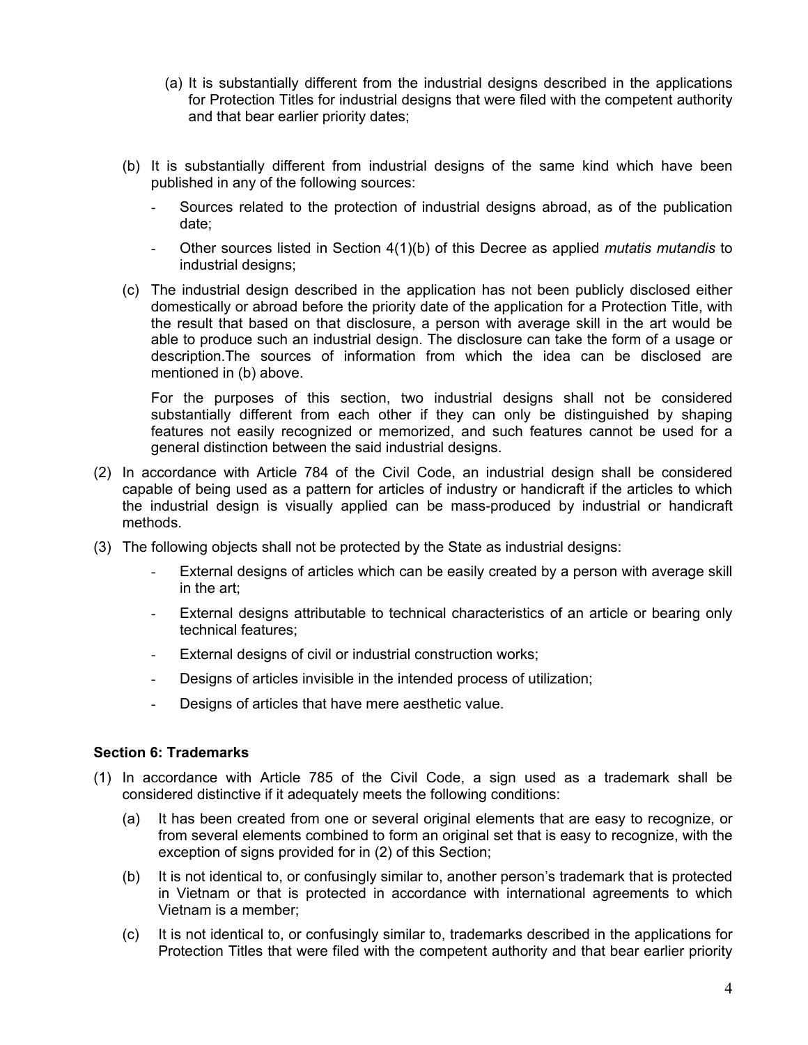(a) It is substantially different from the industrial designs described in the applications for Protection Titles for industrial designs that were filed with the competent authority and that bear earlier priority dates;

(b) It is substantially different from industrial designs of the same kind which have been published in any of the following sources:

- Sources related to the protection of industrial designs abroad, as of the publication date;
- Other sources listed in Section 4(1)(b) of this Decree as applied *mutatis mutandis* to industrial designs;

(c) The industrial design described in the application has not been publicly disclosed either domestically or abroad before the priority date of the application for a Protection Title, with the result that based on that disclosure, a person with average skill in the art would be able to produce such an industrial design. The disclosure can take the form of a usage or description.The sources of information from which the idea can be disclosed are mentioned in (b) above.

For the purposes of this section, two industrial designs shall not be considered substantially different from each other if they can only be distinguished by shaping features not easily recognized or memorized, and such features cannot be used for a general distinction between the said industrial designs.

(2) In accordance with Article 784 of the Civil Code, an industrial design shall be considered capable of being used as a pattern for articles of industry or handicraft if the articles to which the industrial design is visually applied can be mass-produced by industrial or handicraft methods.

(3) The following objects shall not be protected by the State as industrial designs:

- External designs of articles which can be easily created by a person with average skill in the art;
- External designs attributable to technical characteristics of an article or bearing only technical features;
- External designs of civil or industrial construction works;
- Designs of articles invisible in the intended process of utilization;
- Designs of articles that have mere aesthetic value.

**Section 6: Trademarks**

(1) In accordance with Article 785 of the Civil Code, a sign used as a trademark shall be considered distinctive if it adequately meets the following conditions:

(a) It has been created from one or several original elements that are easy to recognize, or from several elements combined to form an original set that is easy to recognize, with the exception of signs provided for in (2) of this Section;

(b) It is not identical to, or confusingly similar to, another person's trademark that is protected in Vietnam or that is protected in accordance with international agreements to which Vietnam is a member;

(c) It is not identical to, or confusingly similar to, trademarks described in the applications for Protection Titles that were filed with the competent authority and that bear earlier priority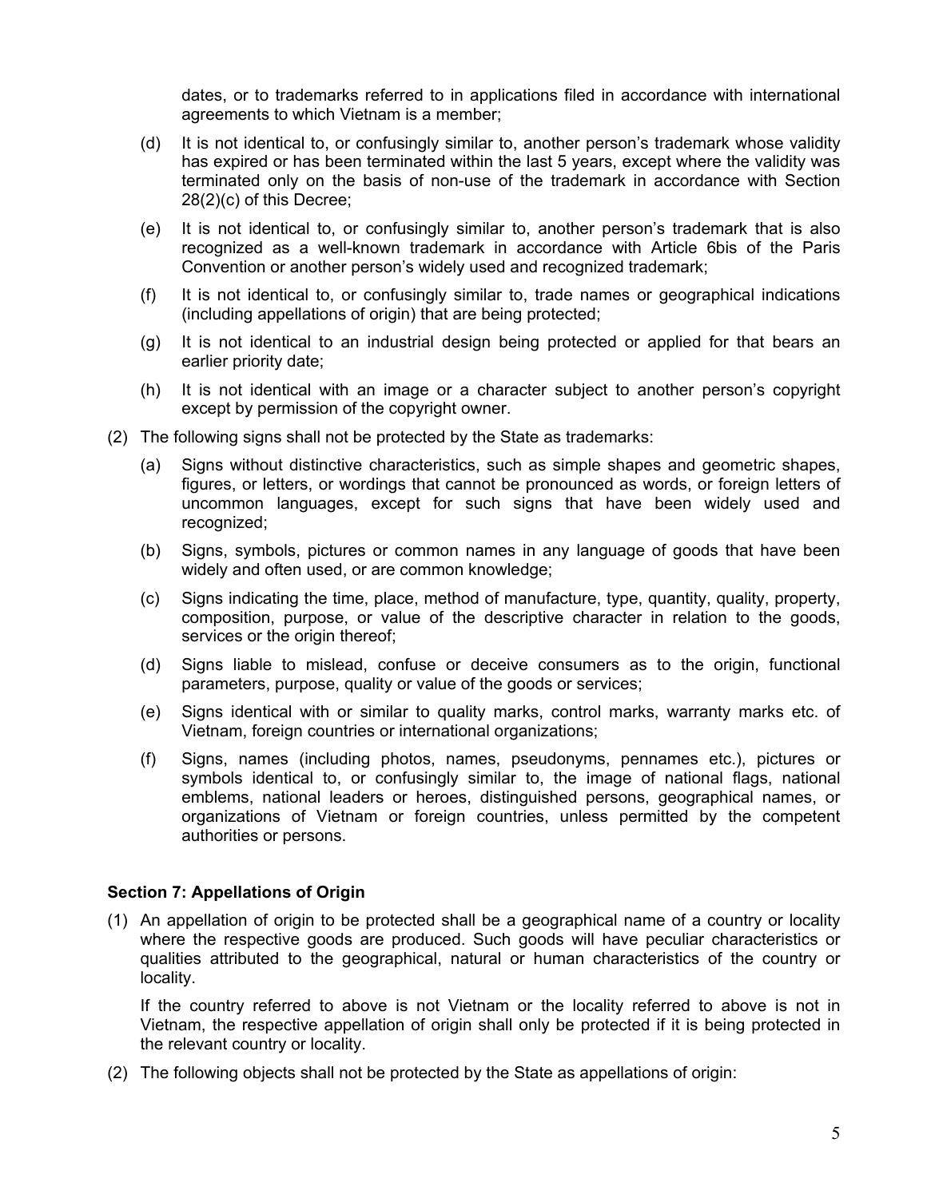dates, or to trademarks referred to in applications filed in accordance with international agreements to which Vietnam is a member;

(d) It is not identical to, or confusingly similar to, another person's trademark whose validity has expired or has been terminated within the last 5 years, except where the validity was terminated only on the basis of non-use of the trademark in accordance with Section 28(2)(c) of this Decree;

(e) It is not identical to, or confusingly similar to, another person's trademark that is also recognized as a well-known trademark in accordance with Article 6bis of the Paris Convention or another person's widely used and recognized trademark;

(f) It is not identical to, or confusingly similar to, trade names or geographical indications (including appellations of origin) that are being protected;

(g) It is not identical to an industrial design being protected or applied for that bears an earlier priority date;

(h) It is not identical with an image or a character subject to another person's copyright except by permission of the copyright owner.

(2) The following signs shall not be protected by the State as trademarks:

(a) Signs without distinctive characteristics, such as simple shapes and geometric shapes, figures, or letters, or wordings that cannot be pronounced as words, or foreign letters of uncommon languages, except for such signs that have been widely used and recognized;

(b) Signs, symbols, pictures or common names in any language of goods that have been widely and often used, or are common knowledge;

(c) Signs indicating the time, place, method of manufacture, type, quantity, quality, property, composition, purpose, or value of the descriptive character in relation to the goods, services or the origin thereof;

(d) Signs liable to mislead, confuse or deceive consumers as to the origin, functional parameters, purpose, quality or value of the goods or services;

(e) Signs identical with or similar to quality marks, control marks, warranty marks etc. of Vietnam, foreign countries or international organizations;

(f) Signs, names (including photos, names, pseudonyms, pennames etc.), pictures or symbols identical to, or confusingly similar to, the image of national flags, national emblems, national leaders or heroes, distinguished persons, geographical names, or organizations of Vietnam or foreign countries, unless permitted by the competent authorities or persons.

**Section 7: Appellations of Origin**

(1) An appellation of origin to be protected shall be a geographical name of a country or locality where the respective goods are produced. Such goods will have peculiar characteristics or qualities attributed to the geographical, natural or human characteristics of the country or locality.

If the country referred to above is not Vietnam or the locality referred to above is not in Vietnam, the respective appellation of origin shall only be protected if it is being protected in the relevant country or locality.

(2) The following objects shall not be protected by the State as appellations of origin: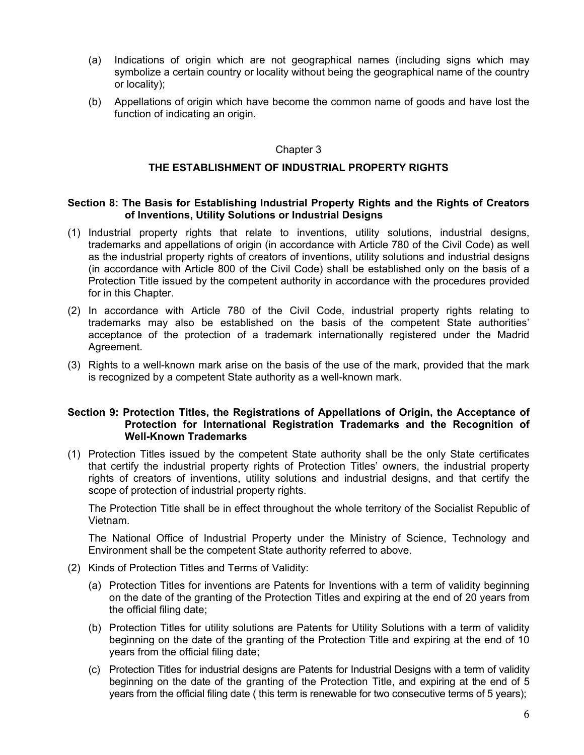(a) Indications of origin which are not geographical names (including signs which may symbolize a certain country or locality without being the geographical name of the country or locality);

(b) Appellations of origin which have become the common name of goods and have lost the function of indicating an origin.

## Chapter 3

## THE ESTABLISHMENT OF INDUSTRIAL PROPERTY RIGHTS

### Section 8: The Basis for Establishing Industrial Property Rights and the Rights of Creators of Inventions, Utility Solutions or Industrial Designs

(1) Industrial property rights that relate to inventions, utility solutions, industrial designs, trademarks and appellations of origin (in accordance with Article 780 of the Civil Code) as well as the industrial property rights of creators of inventions, utility solutions and industrial designs (in accordance with Article 800 of the Civil Code) shall be established only on the basis of a Protection Title issued by the competent authority in accordance with the procedures provided for in this Chapter.

(2) In accordance with Article 780 of the Civil Code, industrial property rights relating to trademarks may also be established on the basis of the competent State authorities' acceptance of the protection of a trademark internationally registered under the Madrid Agreement.

(3) Rights to a well-known mark arise on the basis of the use of the mark, provided that the mark is recognized by a competent State authority as a well-known mark.

### Section 9: Protection Titles, the Registrations of Appellations of Origin, the Acceptance of Protection for International Registration Trademarks and the Recognition of Well-Known Trademarks

(1) Protection Titles issued by the competent State authority shall be the only State certificates that certify the industrial property rights of Protection Titles' owners, the industrial property rights of creators of inventions, utility solutions and industrial designs, and that certify the scope of protection of industrial property rights.

The Protection Title shall be in effect throughout the whole territory of the Socialist Republic of Vietnam.

The National Office of Industrial Property under the Ministry of Science, Technology and Environment shall be the competent State authority referred to above.

(2) Kinds of Protection Titles and Terms of Validity:

(a) Protection Titles for inventions are Patents for Inventions with a term of validity beginning on the date of the granting of the Protection Titles and expiring at the end of 20 years from the official filing date;

(b) Protection Titles for utility solutions are Patents for Utility Solutions with a term of validity beginning on the date of the granting of the Protection Title and expiring at the end of 10 years from the official filing date;

(c) Protection Titles for industrial designs are Patents for Industrial Designs with a term of validity beginning on the date of the granting of the Protection Title, and expiring at the end of 5 years from the official filing date ( this term is renewable for two consecutive terms of 5 years);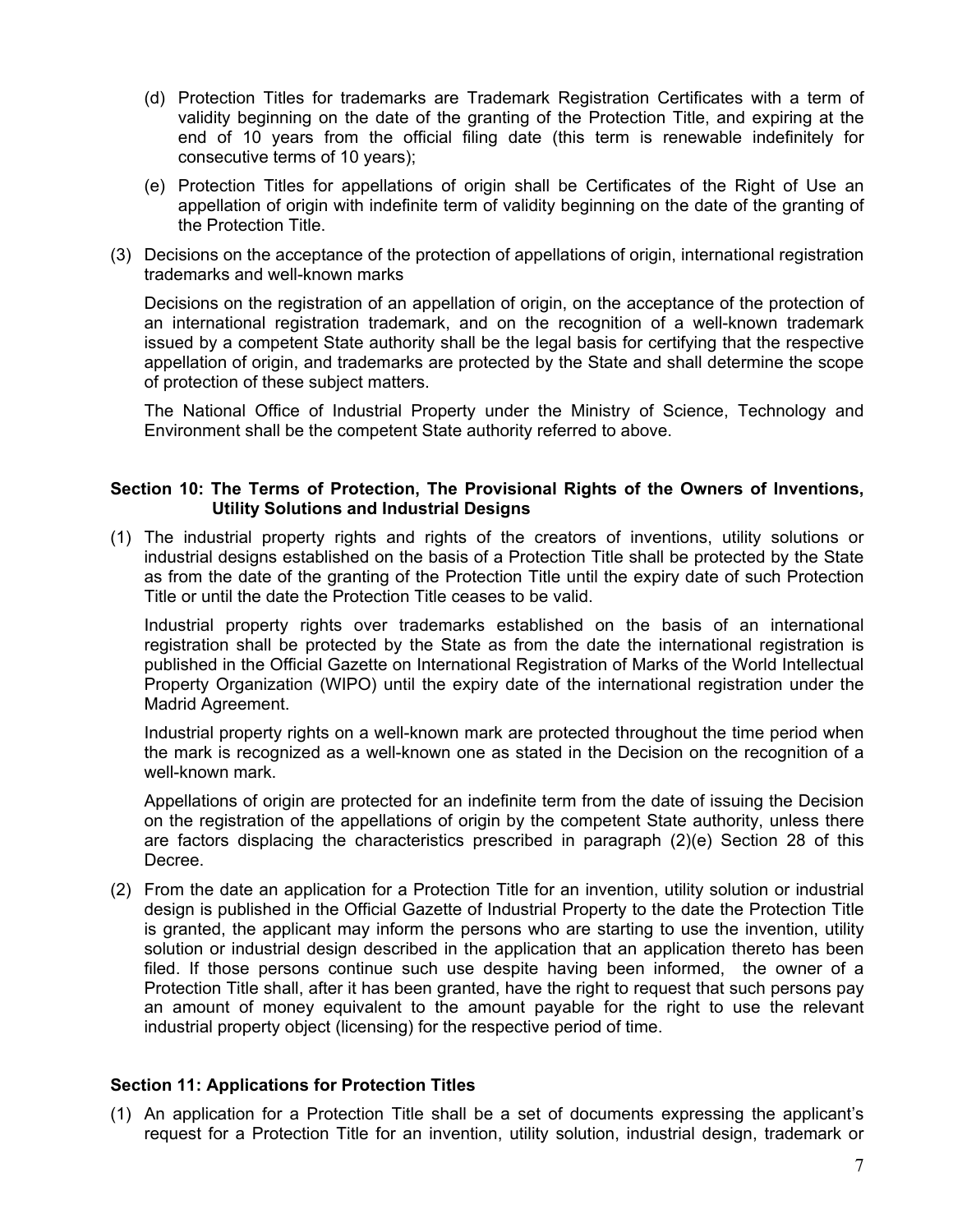(d) Protection Titles for trademarks are Trademark Registration Certificates with a term of validity beginning on the date of the granting of the Protection Title, and expiring at the end of 10 years from the official filing date (this term is renewable indefinitely for consecutive terms of 10 years);

(e) Protection Titles for appellations of origin shall be Certificates of the Right of Use an appellation of origin with indefinite term of validity beginning on the date of the granting of the Protection Title.

(3) Decisions on the acceptance of the protection of appellations of origin, international registration trademarks and well-known marks

Decisions on the registration of an appellation of origin, on the acceptance of the protection of an international registration trademark, and on the recognition of a well-known trademark issued by a competent State authority shall be the legal basis for certifying that the respective appellation of origin, and trademarks are protected by the State and shall determine the scope of protection of these subject matters.

The National Office of Industrial Property under the Ministry of Science, Technology and Environment shall be the competent State authority referred to above.

**Section 10: The Terms of Protection, The Provisional Rights of the Owners of Inventions, Utility Solutions and Industrial Designs**

(1) The industrial property rights and rights of the creators of inventions, utility solutions or industrial designs established on the basis of a Protection Title shall be protected by the State as from the date of the granting of the Protection Title until the expiry date of such Protection Title or until the date the Protection Title ceases to be valid.

Industrial property rights over trademarks established on the basis of an international registration shall be protected by the State as from the date the international registration is published in the Official Gazette on International Registration of Marks of the World Intellectual Property Organization (WIPO) until the expiry date of the international registration under the Madrid Agreement.

Industrial property rights on a well-known mark are protected throughout the time period when the mark is recognized as a well-known one as stated in the Decision on the recognition of a well-known mark.

Appellations of origin are protected for an indefinite term from the date of issuing the Decision on the registration of the appellations of origin by the competent State authority, unless there are factors displacing the characteristics prescribed in paragraph (2)(e) Section 28 of this Decree.

(2) From the date an application for a Protection Title for an invention, utility solution or industrial design is published in the Official Gazette of Industrial Property to the date the Protection Title is granted, the applicant may inform the persons who are starting to use the invention, utility solution or industrial design described in the application that an application thereto has been filed. If those persons continue such use despite having been informed, the owner of a Protection Title shall, after it has been granted, have the right to request that such persons pay an amount of money equivalent to the amount payable for the right to use the relevant industrial property object (licensing) for the respective period of time.

**Section 11: Applications for Protection Titles**

(1) An application for a Protection Title shall be a set of documents expressing the applicant's request for a Protection Title for an invention, utility solution, industrial design, trademark or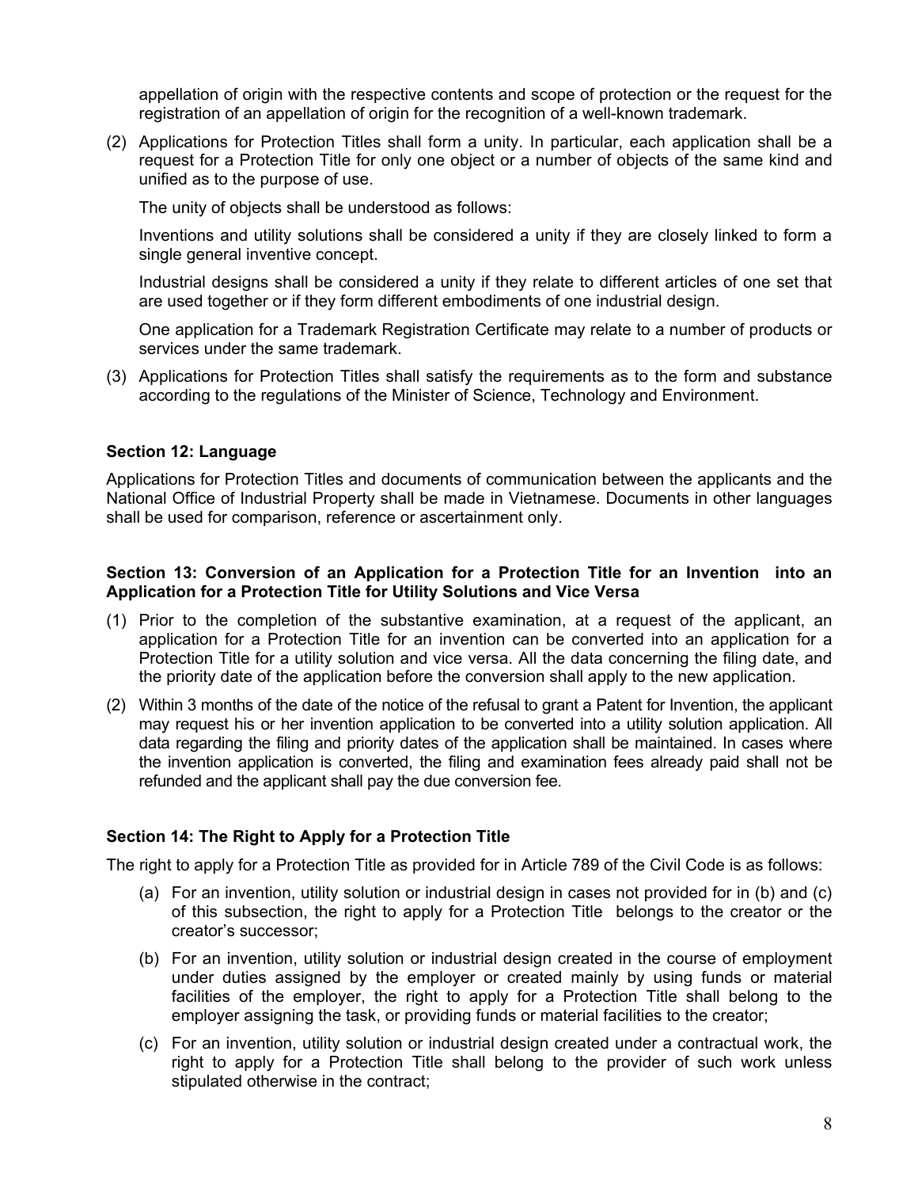appellation of origin with the respective contents and scope of protection or the request for the registration of an appellation of origin for the recognition of a well-known trademark.

(2) Applications for Protection Titles shall form a unity. In particular, each application shall be a request for a Protection Title for only one object or a number of objects of the same kind and unified as to the purpose of use.

The unity of objects shall be understood as follows:

Inventions and utility solutions shall be considered a unity if they are closely linked to form a single general inventive concept.

Industrial designs shall be considered a unity if they relate to different articles of one set that are used together or if they form different embodiments of one industrial design.

One application for a Trademark Registration Certificate may relate to a number of products or services under the same trademark.

(3) Applications for Protection Titles shall satisfy the requirements as to the form and substance according to the regulations of the Minister of Science, Technology and Environment.

**Section 12: Language**

Applications for Protection Titles and documents of communication between the applicants and the National Office of Industrial Property shall be made in Vietnamese. Documents in other languages shall be used for comparison, reference or ascertainment only.

**Section 13: Conversion of an Application for a Protection Title for an Invention into an Application for a Protection Title for Utility Solutions and Vice Versa**

(1) Prior to the completion of the substantive examination, at a request of the applicant, an application for a Protection Title for an invention can be converted into an application for a Protection Title for a utility solution and vice versa. All the data concerning the filing date, and the priority date of the application before the conversion shall apply to the new application.

(2) Within 3 months of the date of the notice of the refusal to grant a Patent for Invention, the applicant may request his or her invention application to be converted into a utility solution application. All data regarding the filing and priority dates of the application shall be maintained. In cases where the invention application is converted, the filing and examination fees already paid shall not be refunded and the applicant shall pay the due conversion fee.

**Section 14: The Right to Apply for a Protection Title**

The right to apply for a Protection Title as provided for in Article 789 of the Civil Code is as follows:

(a) For an invention, utility solution or industrial design in cases not provided for in (b) and (c) of this subsection, the right to apply for a Protection Title belongs to the creator or the creator's successor;

(b) For an invention, utility solution or industrial design created in the course of employment under duties assigned by the employer or created mainly by using funds or material facilities of the employer, the right to apply for a Protection Title shall belong to the employer assigning the task, or providing funds or material facilities to the creator;

(c) For an invention, utility solution or industrial design created under a contractual work, the right to apply for a Protection Title shall belong to the provider of such work unless stipulated otherwise in the contract;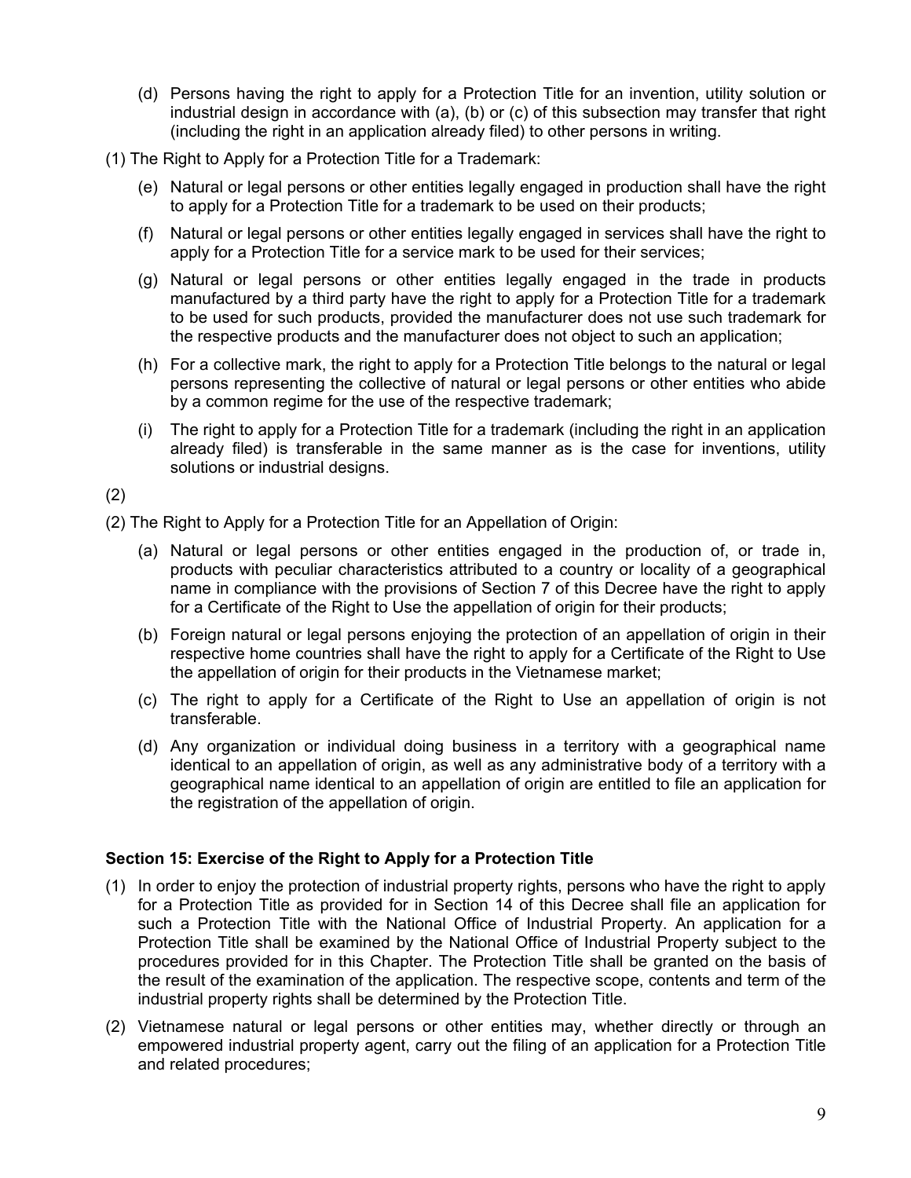(d) Persons having the right to apply for a Protection Title for an invention, utility solution or industrial design in accordance with (a), (b) or (c) of this subsection may transfer that right (including the right in an application already filed) to other persons in writing.

(1) The Right to Apply for a Protection Title for a Trademark:

(e) Natural or legal persons or other entities legally engaged in production shall have the right to apply for a Protection Title for a trademark to be used on their products;

(f) Natural or legal persons or other entities legally engaged in services shall have the right to apply for a Protection Title for a service mark to be used for their services;

(g) Natural or legal persons or other entities legally engaged in the trade in products manufactured by a third party have the right to apply for a Protection Title for a trademark to be used for such products, provided the manufacturer does not use such trademark for the respective products and the manufacturer does not object to such an application;

(h) For a collective mark, the right to apply for a Protection Title belongs to the natural or legal persons representing the collective of natural or legal persons or other entities who abide by a common regime for the use of the respective trademark;

(i) The right to apply for a Protection Title for a trademark (including the right in an application already filed) is transferable in the same manner as is the case for inventions, utility solutions or industrial designs.

(2)

(2) The Right to Apply for a Protection Title for an Appellation of Origin:

(a) Natural or legal persons or other entities engaged in the production of, or trade in, products with peculiar characteristics attributed to a country or locality of a geographical name in compliance with the provisions of Section 7 of this Decree have the right to apply for a Certificate of the Right to Use the appellation of origin for their products;

(b) Foreign natural or legal persons enjoying the protection of an appellation of origin in their respective home countries shall have the right to apply for a Certificate of the Right to Use the appellation of origin for their products in the Vietnamese market;

(c) The right to apply for a Certificate of the Right to Use an appellation of origin is not transferable.

(d) Any organization or individual doing business in a territory with a geographical name identical to an appellation of origin, as well as any administrative body of a territory with a geographical name identical to an appellation of origin are entitled to file an application for the registration of the appellation of origin.

**Section 15: Exercise of the Right to Apply for a Protection Title**

(1) In order to enjoy the protection of industrial property rights, persons who have the right to apply for a Protection Title as provided for in Section 14 of this Decree shall file an application for such a Protection Title with the National Office of Industrial Property. An application for a Protection Title shall be examined by the National Office of Industrial Property subject to the procedures provided for in this Chapter. The Protection Title shall be granted on the basis of the result of the examination of the application. The respective scope, contents and term of the industrial property rights shall be determined by the Protection Title.

(2) Vietnamese natural or legal persons or other entities may, whether directly or through an empowered industrial property agent, carry out the filing of an application for a Protection Title and related procedures;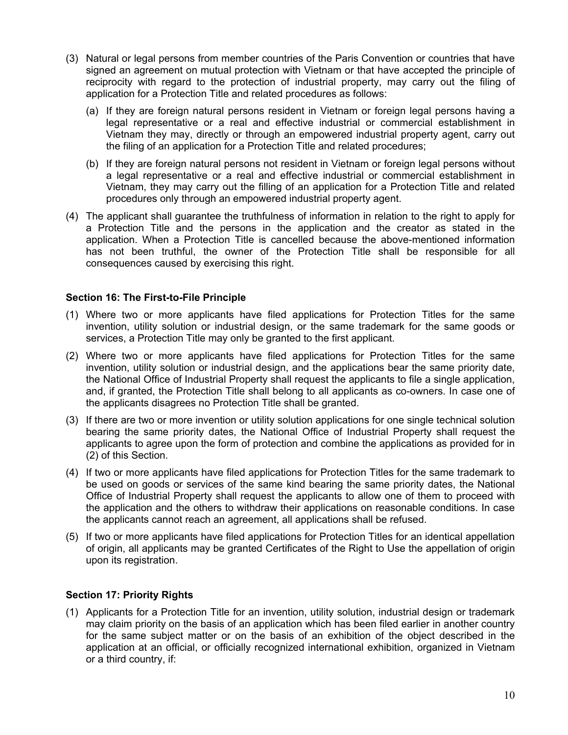(3) Natural or legal persons from member countries of the Paris Convention or countries that have signed an agreement on mutual protection with Vietnam or that have accepted the principle of reciprocity with regard to the protection of industrial property, may carry out the filing of application for a Protection Title and related procedures as follows:

   (a) If they are foreign natural persons resident in Vietnam or foreign legal persons having a legal representative or a real and effective industrial or commercial establishment in Vietnam they may, directly or through an empowered industrial property agent, carry out the filing of an application for a Protection Title and related procedures;

   (b) If they are foreign natural persons not resident in Vietnam or foreign legal persons without a legal representative or a real and effective industrial or commercial establishment in Vietnam, they may carry out the filling of an application for a Protection Title and related procedures only through an empowered industrial property agent.

(4) The applicant shall guarantee the truthfulness of information in relation to the right to apply for a Protection Title and the persons in the application and the creator as stated in the application. When a Protection Title is cancelled because the above-mentioned information has not been truthful, the owner of the Protection Title shall be responsible for all consequences caused by exercising this right.

**Section 16: The First-to-File Principle**

(1) Where two or more applicants have filed applications for Protection Titles for the same invention, utility solution or industrial design, or the same trademark for the same goods or services, a Protection Title may only be granted to the first applicant.

(2) Where two or more applicants have filed applications for Protection Titles for the same invention, utility solution or industrial design, and the applications bear the same priority date, the National Office of Industrial Property shall request the applicants to file a single application, and, if granted, the Protection Title shall belong to all applicants as co-owners. In case one of the applicants disagrees no Protection Title shall be granted.

(3) If there are two or more invention or utility solution applications for one single technical solution bearing the same priority dates, the National Office of Industrial Property shall request the applicants to agree upon the form of protection and combine the applications as provided for in (2) of this Section.

(4) If two or more applicants have filed applications for Protection Titles for the same trademark to be used on goods or services of the same kind bearing the same priority dates, the National Office of Industrial Property shall request the applicants to allow one of them to proceed with the application and the others to withdraw their applications on reasonable conditions. In case the applicants cannot reach an agreement, all applications shall be refused.

(5) If two or more applicants have filed applications for Protection Titles for an identical appellation of origin, all applicants may be granted Certificates of the Right to Use the appellation of origin upon its registration.

**Section 17: Priority Rights**

(1) Applicants for a Protection Title for an invention, utility solution, industrial design or trademark may claim priority on the basis of an application which has been filed earlier in another country for the same subject matter or on the basis of an exhibition of the object described in the application at an official, or officially recognized international exhibition, organized in Vietnam or a third country, if: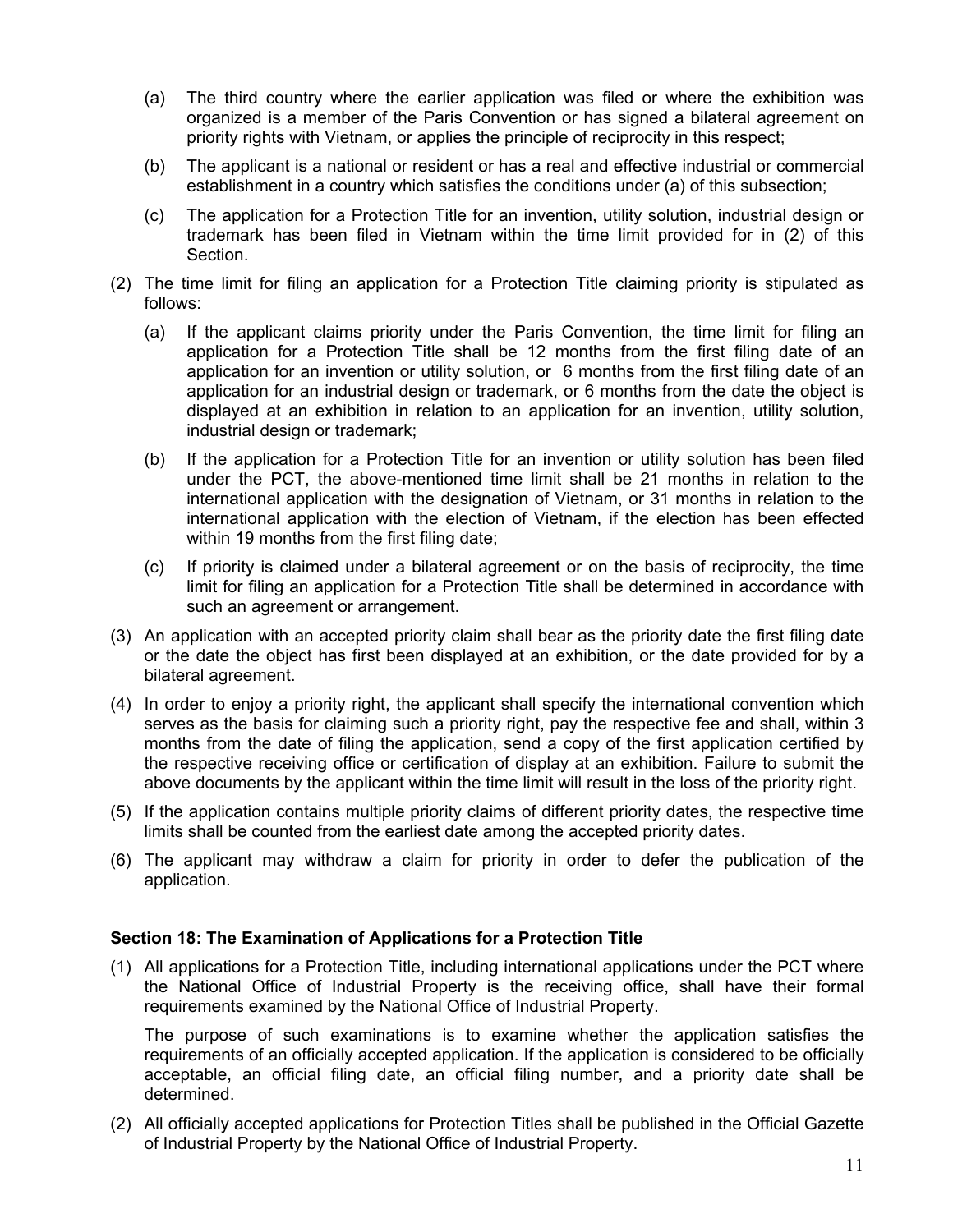(a) The third country where the earlier application was filed or where the exhibition was organized is a member of the Paris Convention or has signed a bilateral agreement on priority rights with Vietnam, or applies the principle of reciprocity in this respect;

(b) The applicant is a national or resident or has a real and effective industrial or commercial establishment in a country which satisfies the conditions under (a) of this subsection;

(c) The application for a Protection Title for an invention, utility solution, industrial design or trademark has been filed in Vietnam within the time limit provided for in (2) of this Section.

(2) The time limit for filing an application for a Protection Title claiming priority is stipulated as follows:

(a) If the applicant claims priority under the Paris Convention, the time limit for filing an application for a Protection Title shall be 12 months from the first filing date of an application for an invention or utility solution, or 6 months from the first filing date of an application for an industrial design or trademark, or 6 months from the date the object is displayed at an exhibition in relation to an application for an invention, utility solution, industrial design or trademark;

(b) If the application for a Protection Title for an invention or utility solution has been filed under the PCT, the above-mentioned time limit shall be 21 months in relation to the international application with the designation of Vietnam, or 31 months in relation to the international application with the election of Vietnam, if the election has been effected within 19 months from the first filing date;

(c) If priority is claimed under a bilateral agreement or on the basis of reciprocity, the time limit for filing an application for a Protection Title shall be determined in accordance with such an agreement or arrangement.

(3) An application with an accepted priority claim shall bear as the priority date the first filing date or the date the object has first been displayed at an exhibition, or the date provided for by a bilateral agreement.

(4) In order to enjoy a priority right, the applicant shall specify the international convention which serves as the basis for claiming such a priority right, pay the respective fee and shall, within 3 months from the date of filing the application, send a copy of the first application certified by the respective receiving office or certification of display at an exhibition. Failure to submit the above documents by the applicant within the time limit will result in the loss of the priority right.

(5) If the application contains multiple priority claims of different priority dates, the respective time limits shall be counted from the earliest date among the accepted priority dates.

(6) The applicant may withdraw a claim for priority in order to defer the publication of the application.

**Section 18: The Examination of Applications for a Protection Title**

(1) All applications for a Protection Title, including international applications under the PCT where the National Office of Industrial Property is the receiving office, shall have their formal requirements examined by the National Office of Industrial Property.

The purpose of such examinations is to examine whether the application satisfies the requirements of an officially accepted application. If the application is considered to be officially acceptable, an official filing date, an official filing number, and a priority date shall be determined.

(2) All officially accepted applications for Protection Titles shall be published in the Official Gazette of Industrial Property by the National Office of Industrial Property.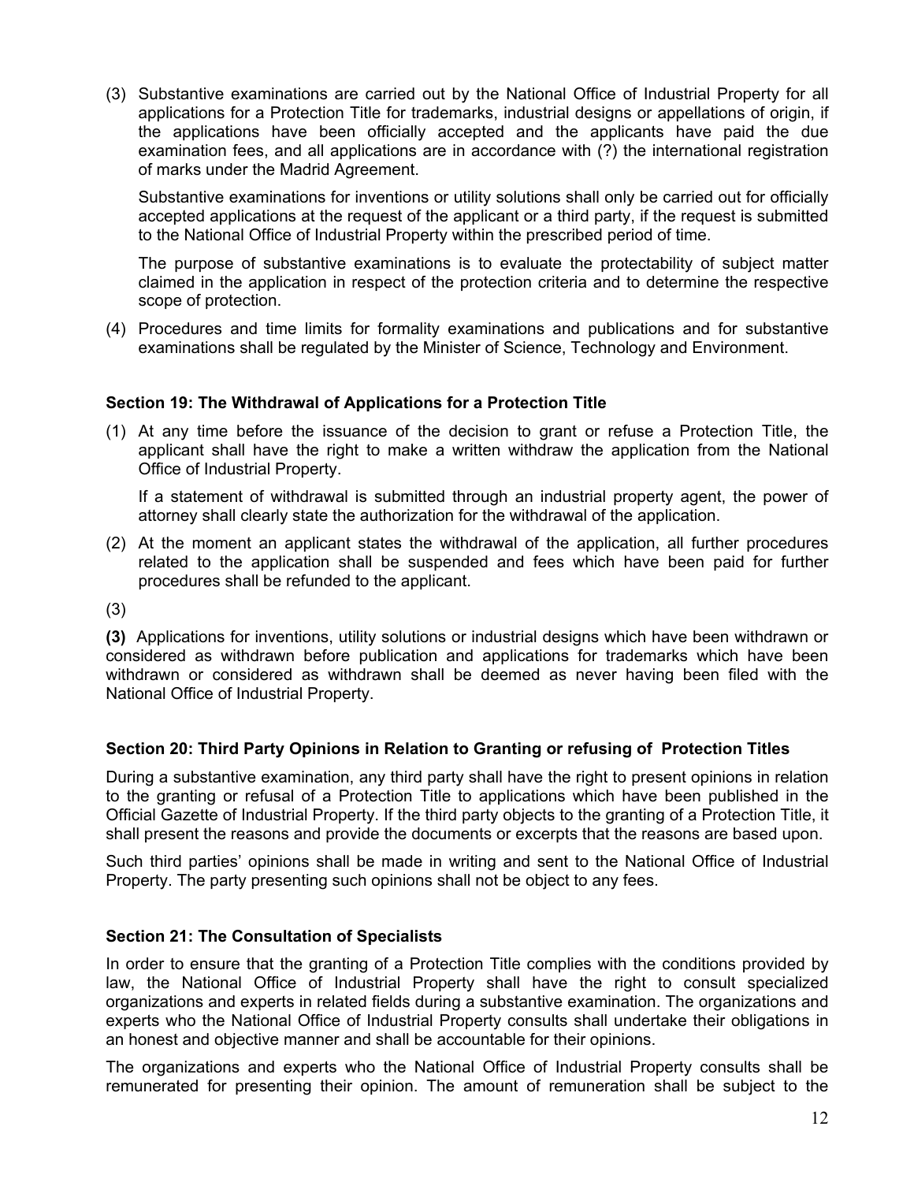(3) Substantive examinations are carried out by the National Office of Industrial Property for all applications for a Protection Title for trademarks, industrial designs or appellations of origin, if the applications have been officially accepted and the applicants have paid the due examination fees, and all applications are in accordance with (?) the international registration of marks under the Madrid Agreement.

Substantive examinations for inventions or utility solutions shall only be carried out for officially accepted applications at the request of the applicant or a third party, if the request is submitted to the National Office of Industrial Property within the prescribed period of time.

The purpose of substantive examinations is to evaluate the protectability of subject matter claimed in the application in respect of the protection criteria and to determine the respective scope of protection.

(4) Procedures and time limits for formality examinations and publications and for substantive examinations shall be regulated by the Minister of Science, Technology and Environment.

### Section 19: The Withdrawal of Applications for a Protection Title

(1) At any time before the issuance of the decision to grant or refuse a Protection Title, the applicant shall have the right to make a written withdraw the application from the National Office of Industrial Property.

If a statement of withdrawal is submitted through an industrial property agent, the power of attorney shall clearly state the authorization for the withdrawal of the application.

(2) At the moment an applicant states the withdrawal of the application, all further procedures related to the application shall be suspended and fees which have been paid for further procedures shall be refunded to the applicant.

(3)

**(3)** Applications for inventions, utility solutions or industrial designs which have been withdrawn or considered as withdrawn before publication and applications for trademarks which have been withdrawn or considered as withdrawn shall be deemed as never having been filed with the National Office of Industrial Property.

### Section 20: Third Party Opinions in Relation to Granting or refusing of Protection Titles

During a substantive examination, any third party shall have the right to present opinions in relation to the granting or refusal of a Protection Title to applications which have been published in the Official Gazette of Industrial Property. If the third party objects to the granting of a Protection Title, it shall present the reasons and provide the documents or excerpts that the reasons are based upon.

Such third parties' opinions shall be made in writing and sent to the National Office of Industrial Property. The party presenting such opinions shall not be object to any fees.

### Section 21: The Consultation of Specialists

In order to ensure that the granting of a Protection Title complies with the conditions provided by law, the National Office of Industrial Property shall have the right to consult specialized organizations and experts in related fields during a substantive examination. The organizations and experts who the National Office of Industrial Property consults shall undertake their obligations in an honest and objective manner and shall be accountable for their opinions.

The organizations and experts who the National Office of Industrial Property consults shall be remunerated for presenting their opinion. The amount of remuneration shall be subject to the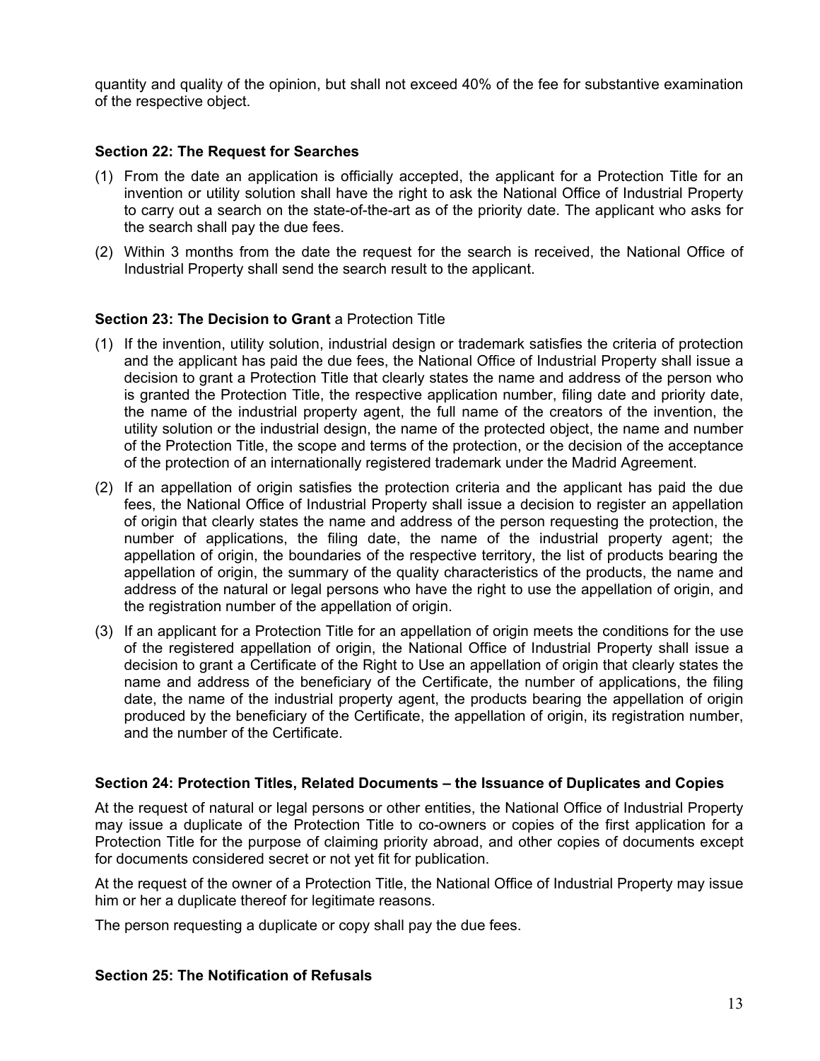quantity and quality of the opinion, but shall not exceed 40% of the fee for substantive examination of the respective object.

### Section 22: The Request for Searches

(1) From the date an application is officially accepted, the applicant for a Protection Title for an invention or utility solution shall have the right to ask the National Office of Industrial Property to carry out a search on the state-of-the-art as of the priority date. The applicant who asks for the search shall pay the due fees.

(2) Within 3 months from the date the request for the search is received, the National Office of Industrial Property shall send the search result to the applicant.

### **Section 23: The Decision to Grant** a Protection Title

(1) If the invention, utility solution, industrial design or trademark satisfies the criteria of protection and the applicant has paid the due fees, the National Office of Industrial Property shall issue a decision to grant a Protection Title that clearly states the name and address of the person who is granted the Protection Title, the respective application number, filing date and priority date, the name of the industrial property agent, the full name of the creators of the invention, the utility solution or the industrial design, the name of the protected object, the name and number of the Protection Title, the scope and terms of the protection, or the decision of the acceptance of the protection of an internationally registered trademark under the Madrid Agreement.

(2) If an appellation of origin satisfies the protection criteria and the applicant has paid the due fees, the National Office of Industrial Property shall issue a decision to register an appellation of origin that clearly states the name and address of the person requesting the protection, the number of applications, the filing date, the name of the industrial property agent; the appellation of origin, the boundaries of the respective territory, the list of products bearing the appellation of origin, the summary of the quality characteristics of the products, the name and address of the natural or legal persons who have the right to use the appellation of origin, and the registration number of the appellation of origin.

(3) If an applicant for a Protection Title for an appellation of origin meets the conditions for the use of the registered appellation of origin, the National Office of Industrial Property shall issue a decision to grant a Certificate of the Right to Use an appellation of origin that clearly states the name and address of the beneficiary of the Certificate, the number of applications, the filing date, the name of the industrial property agent, the products bearing the appellation of origin produced by the beneficiary of the Certificate, the appellation of origin, its registration number, and the number of the Certificate.

### Section 24: Protection Titles, Related Documents – the Issuance of Duplicates and Copies

At the request of natural or legal persons or other entities, the National Office of Industrial Property may issue a duplicate of the Protection Title to co-owners or copies of the first application for a Protection Title for the purpose of claiming priority abroad, and other copies of documents except for documents considered secret or not yet fit for publication.

At the request of the owner of a Protection Title, the National Office of Industrial Property may issue him or her a duplicate thereof for legitimate reasons.

The person requesting a duplicate or copy shall pay the due fees.

### Section 25: The Notification of Refusals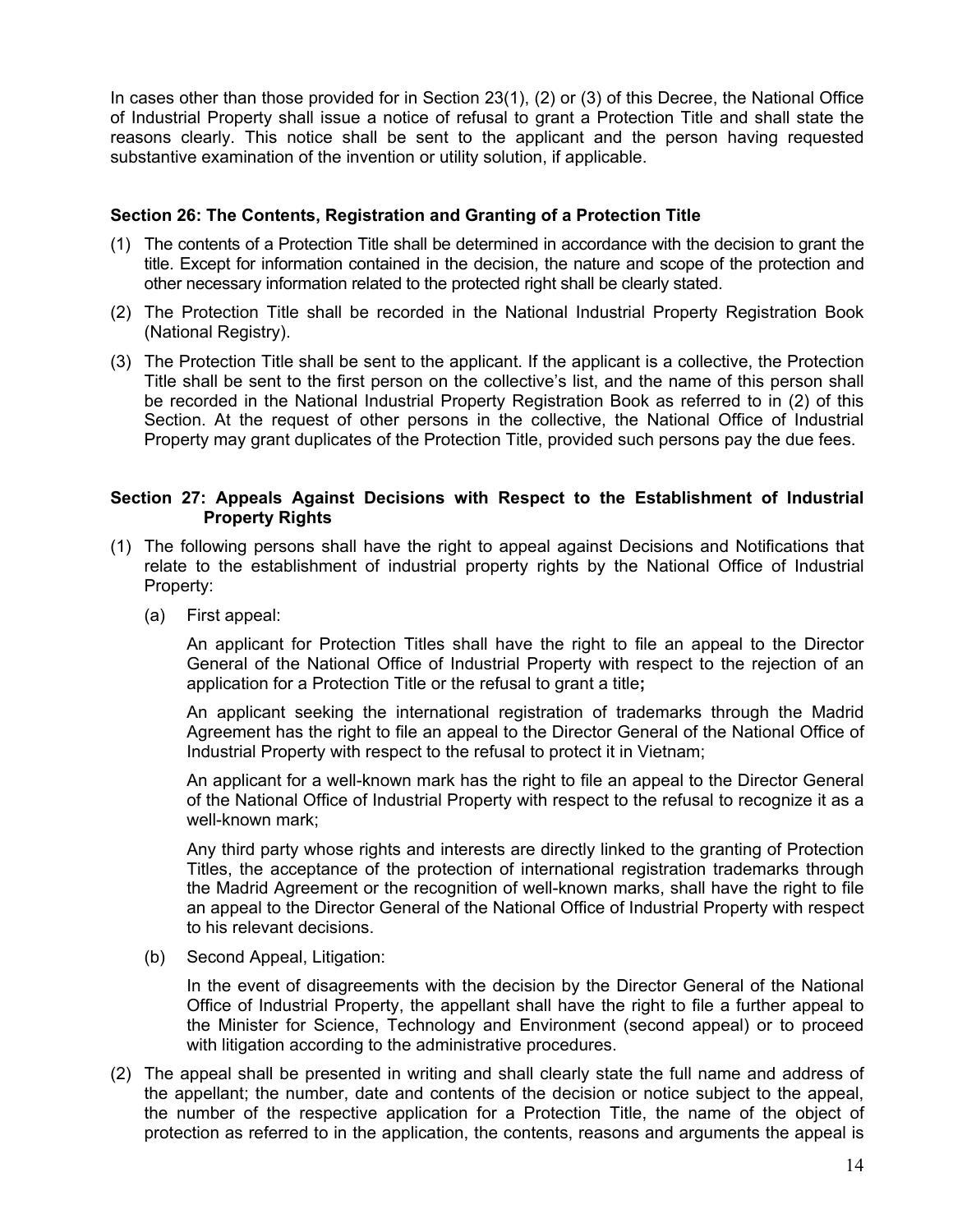In cases other than those provided for in Section 23(1), (2) or (3) of this Decree, the National Office of Industrial Property shall issue a notice of refusal to grant a Protection Title and shall state the reasons clearly. This notice shall be sent to the applicant and the person having requested substantive examination of the invention or utility solution, if applicable.

### Section 26: The Contents, Registration and Granting of a Protection Title

(1) The contents of a Protection Title shall be determined in accordance with the decision to grant the title. Except for information contained in the decision, the nature and scope of the protection and other necessary information related to the protected right shall be clearly stated.

(2) The Protection Title shall be recorded in the National Industrial Property Registration Book (National Registry).

(3) The Protection Title shall be sent to the applicant. If the applicant is a collective, the Protection Title shall be sent to the first person on the collective's list, and the name of this person shall be recorded in the National Industrial Property Registration Book as referred to in (2) of this Section. At the request of other persons in the collective, the National Office of Industrial Property may grant duplicates of the Protection Title, provided such persons pay the due fees.

### Section 27: Appeals Against Decisions with Respect to the Establishment of Industrial Property Rights

(1) The following persons shall have the right to appeal against Decisions and Notifications that relate to the establishment of industrial property rights by the National Office of Industrial Property:

(a) First appeal:

An applicant for Protection Titles shall have the right to file an appeal to the Director General of the National Office of Industrial Property with respect to the rejection of an application for a Protection Title or the refusal to grant a title**;**

An applicant seeking the international registration of trademarks through the Madrid Agreement has the right to file an appeal to the Director General of the National Office of Industrial Property with respect to the refusal to protect it in Vietnam;

An applicant for a well-known mark has the right to file an appeal to the Director General of the National Office of Industrial Property with respect to the refusal to recognize it as a well-known mark;

Any third party whose rights and interests are directly linked to the granting of Protection Titles, the acceptance of the protection of international registration trademarks through the Madrid Agreement or the recognition of well-known marks, shall have the right to file an appeal to the Director General of the National Office of Industrial Property with respect to his relevant decisions.

(b) Second Appeal, Litigation:

In the event of disagreements with the decision by the Director General of the National Office of Industrial Property, the appellant shall have the right to file a further appeal to the Minister for Science, Technology and Environment (second appeal) or to proceed with litigation according to the administrative procedures.

(2) The appeal shall be presented in writing and shall clearly state the full name and address of the appellant; the number, date and contents of the decision or notice subject to the appeal, the number of the respective application for a Protection Title, the name of the object of protection as referred to in the application, the contents, reasons and arguments the appeal is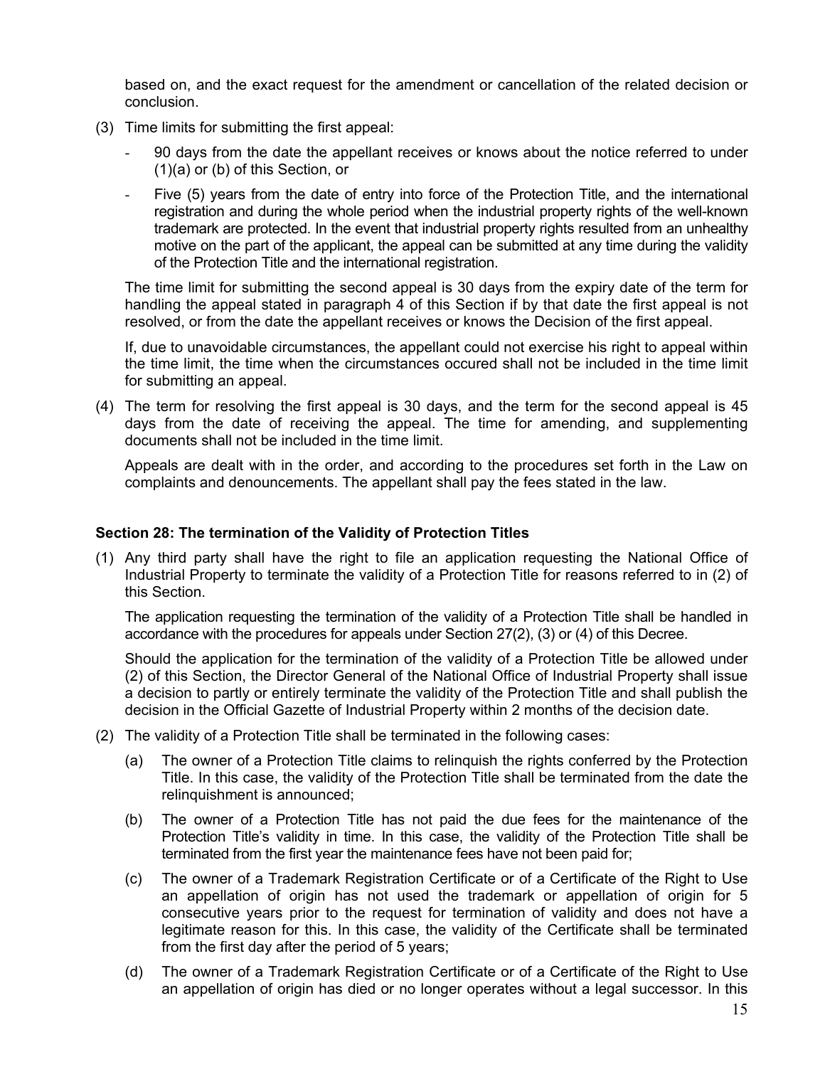based on, and the exact request for the amendment or cancellation of the related decision or conclusion.

(3) Time limits for submitting the first appeal:

- 90 days from the date the appellant receives or knows about the notice referred to under (1)(a) or (b) of this Section, or
- Five (5) years from the date of entry into force of the Protection Title, and the international registration and during the whole period when the industrial property rights of the well-known trademark are protected. In the event that industrial property rights resulted from an unhealthy motive on the part of the applicant, the appeal can be submitted at any time during the validity of the Protection Title and the international registration.

The time limit for submitting the second appeal is 30 days from the expiry date of the term for handling the appeal stated in paragraph 4 of this Section if by that date the first appeal is not resolved, or from the date the appellant receives or knows the Decision of the first appeal.

If, due to unavoidable circumstances, the appellant could not exercise his right to appeal within the time limit, the time when the circumstances occured shall not be included in the time limit for submitting an appeal.

(4) The term for resolving the first appeal is 30 days, and the term for the second appeal is 45 days from the date of receiving the appeal. The time for amending, and supplementing documents shall not be included in the time limit.

Appeals are dealt with in the order, and according to the procedures set forth in the Law on complaints and denouncements. The appellant shall pay the fees stated in the law.

### Section 28: The termination of the Validity of Protection Titles

(1) Any third party shall have the right to file an application requesting the National Office of Industrial Property to terminate the validity of a Protection Title for reasons referred to in (2) of this Section.

The application requesting the termination of the validity of a Protection Title shall be handled in accordance with the procedures for appeals under Section 27(2), (3) or (4) of this Decree.

Should the application for the termination of the validity of a Protection Title be allowed under (2) of this Section, the Director General of the National Office of Industrial Property shall issue a decision to partly or entirely terminate the validity of the Protection Title and shall publish the decision in the Official Gazette of Industrial Property within 2 months of the decision date.

(2) The validity of a Protection Title shall be terminated in the following cases:

(a) The owner of a Protection Title claims to relinquish the rights conferred by the Protection Title. In this case, the validity of the Protection Title shall be terminated from the date the relinquishment is announced;

(b) The owner of a Protection Title has not paid the due fees for the maintenance of the Protection Title's validity in time. In this case, the validity of the Protection Title shall be terminated from the first year the maintenance fees have not been paid for;

(c) The owner of a Trademark Registration Certificate or of a Certificate of the Right to Use an appellation of origin has not used the trademark or appellation of origin for 5 consecutive years prior to the request for termination of validity and does not have a legitimate reason for this. In this case, the validity of the Certificate shall be terminated from the first day after the period of 5 years;

(d) The owner of a Trademark Registration Certificate or of a Certificate of the Right to Use an appellation of origin has died or no longer operates without a legal successor. In this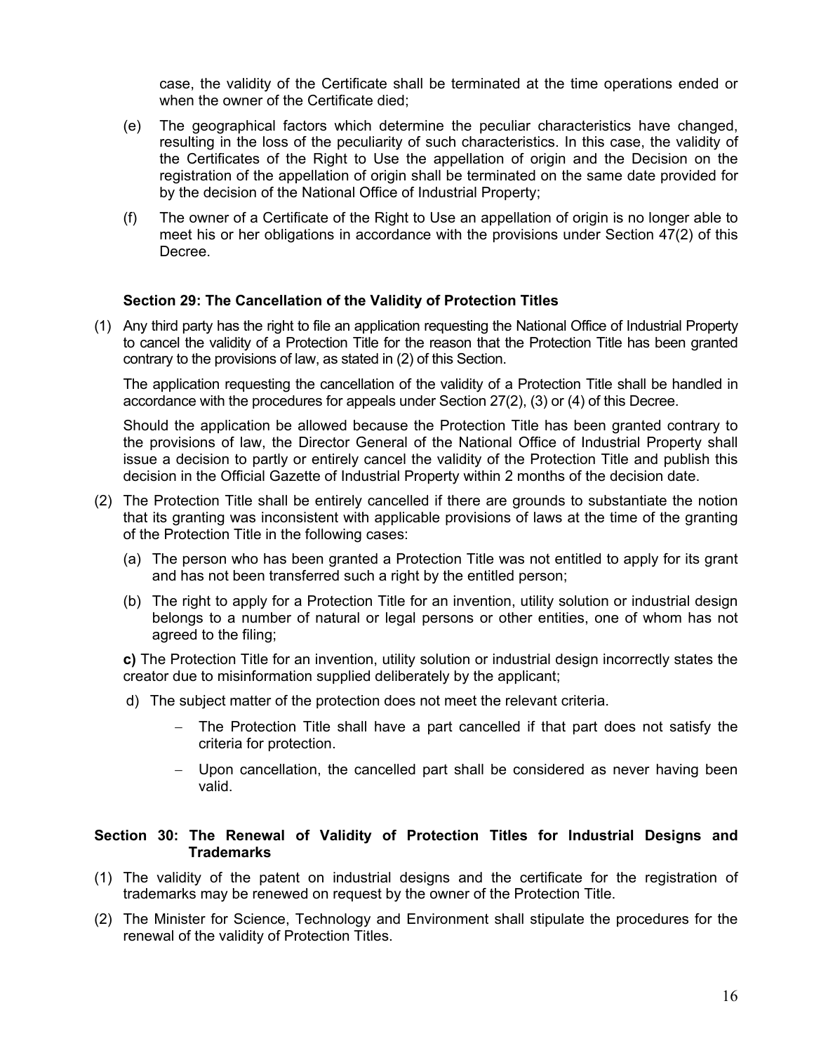case, the validity of the Certificate shall be terminated at the time operations ended or when the owner of the Certificate died;

(e) The geographical factors which determine the peculiar characteristics have changed, resulting in the loss of the peculiarity of such characteristics. In this case, the validity of the Certificates of the Right to Use the appellation of origin and the Decision on the registration of the appellation of origin shall be terminated on the same date provided for by the decision of the National Office of Industrial Property;

(f) The owner of a Certificate of the Right to Use an appellation of origin is no longer able to meet his or her obligations in accordance with the provisions under Section 47(2) of this Decree.

**Section 29: The Cancellation of the Validity of Protection Titles**

(1) Any third party has the right to file an application requesting the National Office of Industrial Property to cancel the validity of a Protection Title for the reason that the Protection Title has been granted contrary to the provisions of law, as stated in (2) of this Section.

The application requesting the cancellation of the validity of a Protection Title shall be handled in accordance with the procedures for appeals under Section 27(2), (3) or (4) of this Decree.

Should the application be allowed because the Protection Title has been granted contrary to the provisions of law, the Director General of the National Office of Industrial Property shall issue a decision to partly or entirely cancel the validity of the Protection Title and publish this decision in the Official Gazette of Industrial Property within 2 months of the decision date.

(2) The Protection Title shall be entirely cancelled if there are grounds to substantiate the notion that its granting was inconsistent with applicable provisions of laws at the time of the granting of the Protection Title in the following cases:

(a) The person who has been granted a Protection Title was not entitled to apply for its grant and has not been transferred such a right by the entitled person;

(b) The right to apply for a Protection Title for an invention, utility solution or industrial design belongs to a number of natural or legal persons or other entities, one of whom has not agreed to the filing;

**c)** The Protection Title for an invention, utility solution or industrial design incorrectly states the creator due to misinformation supplied deliberately by the applicant;

d) The subject matter of the protection does not meet the relevant criteria.

- The Protection Title shall have a part cancelled if that part does not satisfy the criteria for protection.
- Upon cancellation, the cancelled part shall be considered as never having been valid.

**Section 30: The Renewal of Validity of Protection Titles for Industrial Designs and Trademarks**

(1) The validity of the patent on industrial designs and the certificate for the registration of trademarks may be renewed on request by the owner of the Protection Title.

(2) The Minister for Science, Technology and Environment shall stipulate the procedures for the renewal of the validity of Protection Titles.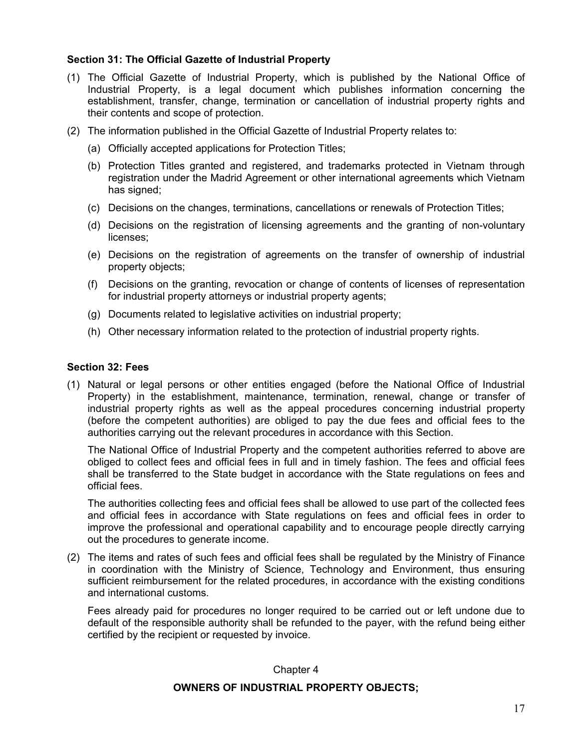### Section 31: The Official Gazette of Industrial Property

(1) The Official Gazette of Industrial Property, which is published by the National Office of Industrial Property, is a legal document which publishes information concerning the establishment, transfer, change, termination or cancellation of industrial property rights and their contents and scope of protection.

(2) The information published in the Official Gazette of Industrial Property relates to:

   (a) Officially accepted applications for Protection Titles;

   (b) Protection Titles granted and registered, and trademarks protected in Vietnam through registration under the Madrid Agreement or other international agreements which Vietnam has signed;

   (c) Decisions on the changes, terminations, cancellations or renewals of Protection Titles;

   (d) Decisions on the registration of licensing agreements and the granting of non-voluntary licenses;

   (e) Decisions on the registration of agreements on the transfer of ownership of industrial property objects;

   (f) Decisions on the granting, revocation or change of contents of licenses of representation for industrial property attorneys or industrial property agents;

   (g) Documents related to legislative activities on industrial property;

   (h) Other necessary information related to the protection of industrial property rights.

### Section 32: Fees

(1) Natural or legal persons or other entities engaged (before the National Office of Industrial Property) in the establishment, maintenance, termination, renewal, change or transfer of industrial property rights as well as the appeal procedures concerning industrial property (before the competent authorities) are obliged to pay the due fees and official fees to the authorities carrying out the relevant procedures in accordance with this Section.

   The National Office of Industrial Property and the competent authorities referred to above are obliged to collect fees and official fees in full and in timely fashion. The fees and official fees shall be transferred to the State budget in accordance with the State regulations on fees and official fees.

   The authorities collecting fees and official fees shall be allowed to use part of the collected fees and official fees in accordance with State regulations on fees and official fees in order to improve the professional and operational capability and to encourage people directly carrying out the procedures to generate income.

(2) The items and rates of such fees and official fees shall be regulated by the Ministry of Finance in coordination with the Ministry of Science, Technology and Environment, thus ensuring sufficient reimbursement for the related procedures, in accordance with the existing conditions and international customs.

   Fees already paid for procedures no longer required to be carried out or left undone due to default of the responsible authority shall be refunded to the payer, with the refund being either certified by the recipient or requested by invoice.

## Chapter 4

## OWNERS OF INDUSTRIAL PROPERTY OBJECTS;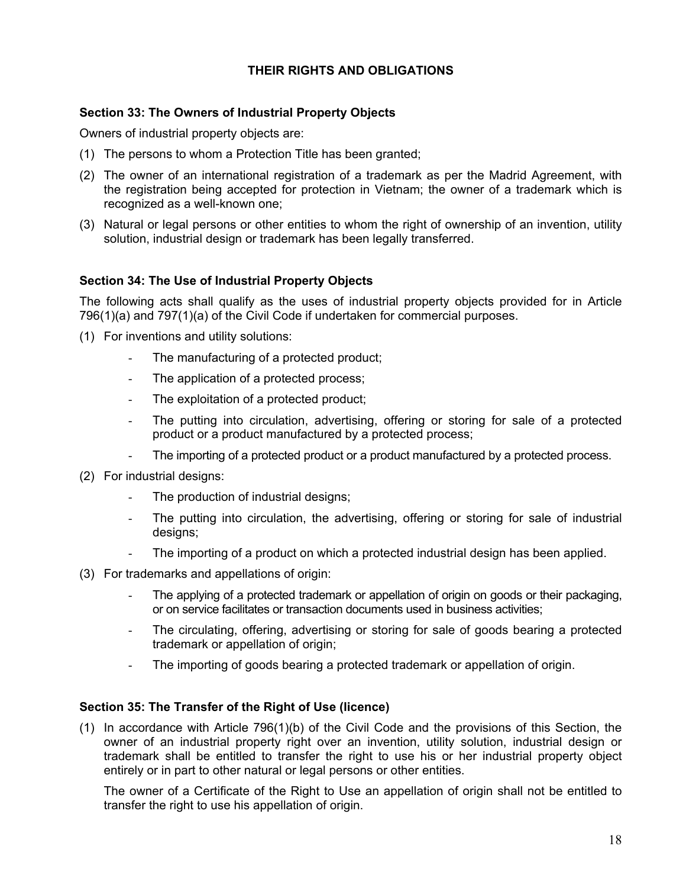## THEIR RIGHTS AND OBLIGATIONS

### Section 33: The Owners of Industrial Property Objects

Owners of industrial property objects are:

(1) The persons to whom a Protection Title has been granted;

(2) The owner of an international registration of a trademark as per the Madrid Agreement, with the registration being accepted for protection in Vietnam; the owner of a trademark which is recognized as a well-known one;

(3) Natural or legal persons or other entities to whom the right of ownership of an invention, utility solution, industrial design or trademark has been legally transferred.

### Section 34: The Use of Industrial Property Objects

The following acts shall qualify as the uses of industrial property objects provided for in Article 796(1)(a) and 797(1)(a) of the Civil Code if undertaken for commercial purposes.

(1) For inventions and utility solutions:

- The manufacturing of a protected product;
- The application of a protected process;
- The exploitation of a protected product;
- The putting into circulation, advertising, offering or storing for sale of a protected product or a product manufactured by a protected process;
- The importing of a protected product or a product manufactured by a protected process.

(2) For industrial designs:

- The production of industrial designs;
- The putting into circulation, the advertising, offering or storing for sale of industrial designs;
- The importing of a product on which a protected industrial design has been applied.

(3) For trademarks and appellations of origin:

- The applying of a protected trademark or appellation of origin on goods or their packaging, or on service facilitates or transaction documents used in business activities;
- The circulating, offering, advertising or storing for sale of goods bearing a protected trademark or appellation of origin;
- The importing of goods bearing a protected trademark or appellation of origin.

### Section 35: The Transfer of the Right of Use (licence)

(1) In accordance with Article 796(1)(b) of the Civil Code and the provisions of this Section, the owner of an industrial property right over an invention, utility solution, industrial design or trademark shall be entitled to transfer the right to use his or her industrial property object entirely or in part to other natural or legal persons or other entities.

The owner of a Certificate of the Right to Use an appellation of origin shall not be entitled to transfer the right to use his appellation of origin.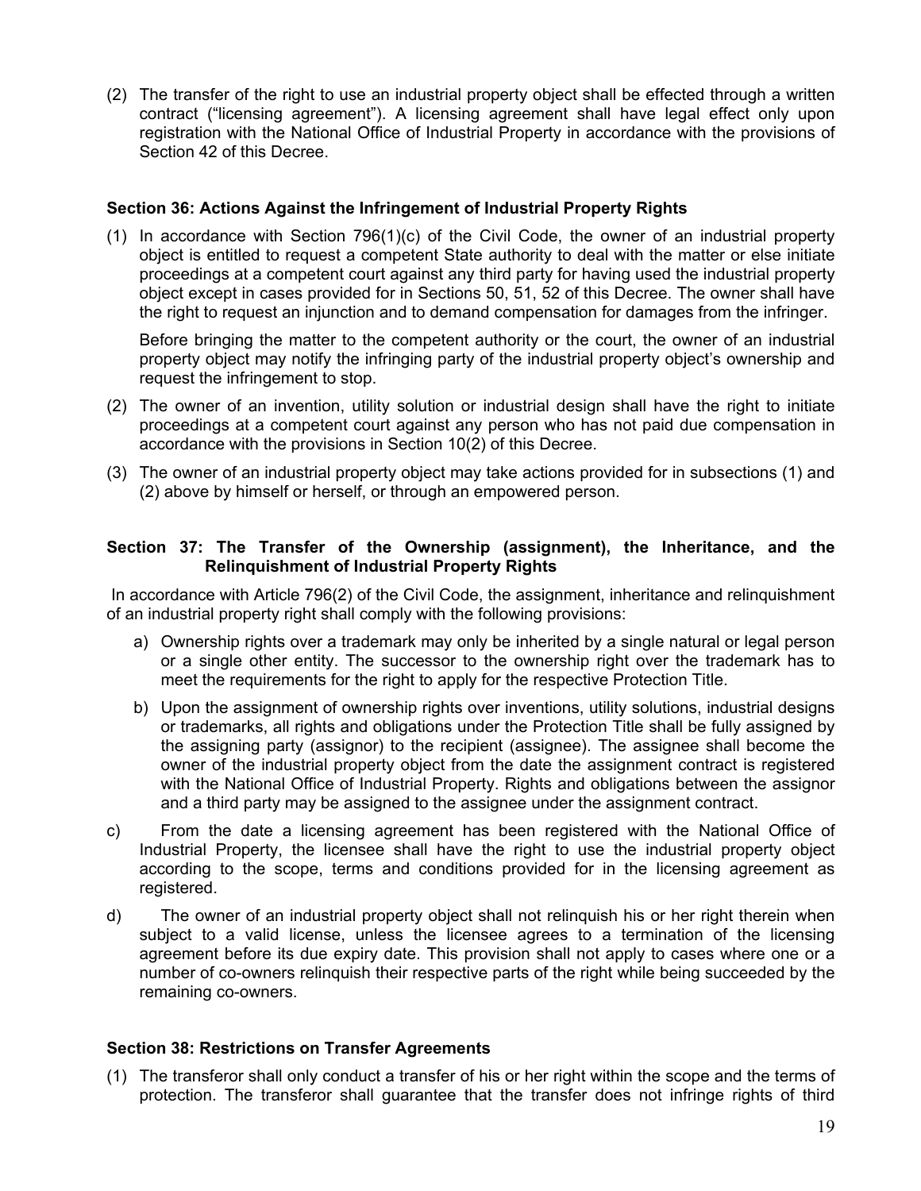(2) The transfer of the right to use an industrial property object shall be effected through a written contract ("licensing agreement"). A licensing agreement shall have legal effect only upon registration with the National Office of Industrial Property in accordance with the provisions of Section 42 of this Decree.

**Section 36: Actions Against the Infringement of Industrial Property Rights**

(1) In accordance with Section 796(1)(c) of the Civil Code, the owner of an industrial property object is entitled to request a competent State authority to deal with the matter or else initiate proceedings at a competent court against any third party for having used the industrial property object except in cases provided for in Sections 50, 51, 52 of this Decree. The owner shall have the right to request an injunction and to demand compensation for damages from the infringer.

Before bringing the matter to the competent authority or the court, the owner of an industrial property object may notify the infringing party of the industrial property object's ownership and request the infringement to stop.

(2) The owner of an invention, utility solution or industrial design shall have the right to initiate proceedings at a competent court against any person who has not paid due compensation in accordance with the provisions in Section 10(2) of this Decree.

(3) The owner of an industrial property object may take actions provided for in subsections (1) and (2) above by himself or herself, or through an empowered person.

**Section 37: The Transfer of the Ownership (assignment), the Inheritance, and the Relinquishment of Industrial Property Rights**

In accordance with Article 796(2) of the Civil Code, the assignment, inheritance and relinquishment of an industrial property right shall comply with the following provisions:

a) Ownership rights over a trademark may only be inherited by a single natural or legal person or a single other entity. The successor to the ownership right over the trademark has to meet the requirements for the right to apply for the respective Protection Title.

b) Upon the assignment of ownership rights over inventions, utility solutions, industrial designs or trademarks, all rights and obligations under the Protection Title shall be fully assigned by the assigning party (assignor) to the recipient (assignee). The assignee shall become the owner of the industrial property object from the date the assignment contract is registered with the National Office of Industrial Property. Rights and obligations between the assignor and a third party may be assigned to the assignee under the assignment contract.

c) From the date a licensing agreement has been registered with the National Office of Industrial Property, the licensee shall have the right to use the industrial property object according to the scope, terms and conditions provided for in the licensing agreement as registered.

d) The owner of an industrial property object shall not relinquish his or her right therein when subject to a valid license, unless the licensee agrees to a termination of the licensing agreement before its due expiry date. This provision shall not apply to cases where one or a number of co-owners relinquish their respective parts of the right while being succeeded by the remaining co-owners.

**Section 38: Restrictions on Transfer Agreements**

(1) The transferor shall only conduct a transfer of his or her right within the scope and the terms of protection. The transferor shall guarantee that the transfer does not infringe rights of third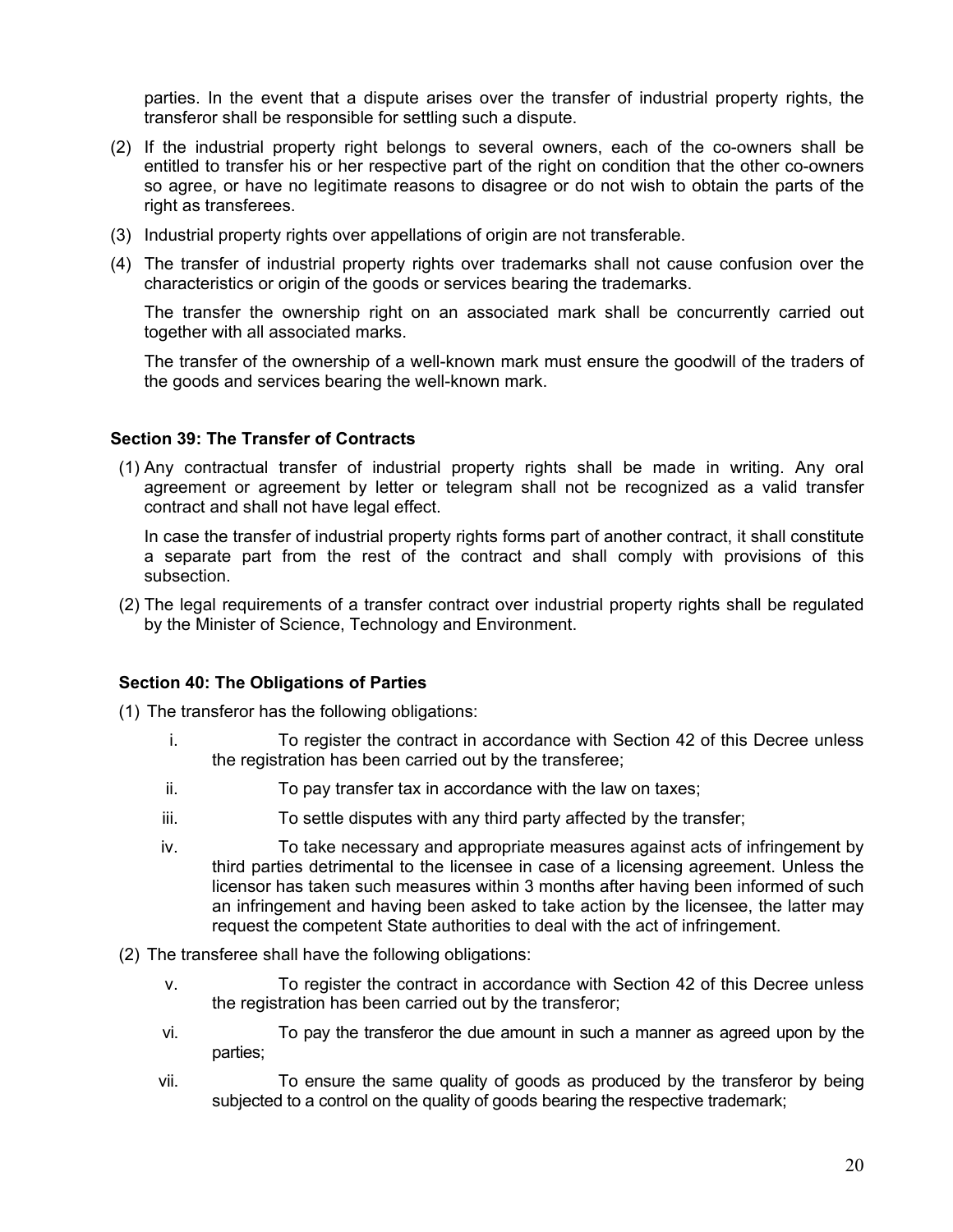parties. In the event that a dispute arises over the transfer of industrial property rights, the transferor shall be responsible for settling such a dispute.

(2) If the industrial property right belongs to several owners, each of the co-owners shall be entitled to transfer his or her respective part of the right on condition that the other co-owners so agree, or have no legitimate reasons to disagree or do not wish to obtain the parts of the right as transferees.

(3) Industrial property rights over appellations of origin are not transferable.

(4) The transfer of industrial property rights over trademarks shall not cause confusion over the characteristics or origin of the goods or services bearing the trademarks.

    The transfer the ownership right on an associated mark shall be concurrently carried out together with all associated marks.

    The transfer of the ownership of a well-known mark must ensure the goodwill of the traders of the goods and services bearing the well-known mark.

**Section 39: The Transfer of Contracts**

(1) Any contractual transfer of industrial property rights shall be made in writing. Any oral agreement or agreement by letter or telegram shall not be recognized as a valid transfer contract and shall not have legal effect.

    In case the transfer of industrial property rights forms part of another contract, it shall constitute a separate part from the rest of the contract and shall comply with provisions of this subsection.

(2) The legal requirements of a transfer contract over industrial property rights shall be regulated by the Minister of Science, Technology and Environment.

**Section 40: The Obligations of Parties**

(1) The transferor has the following obligations:

    i. To register the contract in accordance with Section 42 of this Decree unless the registration has been carried out by the transferee;

    ii. To pay transfer tax in accordance with the law on taxes;

    iii. To settle disputes with any third party affected by the transfer;

    iv. To take necessary and appropriate measures against acts of infringement by third parties detrimental to the licensee in case of a licensing agreement. Unless the licensor has taken such measures within 3 months after having been informed of such an infringement and having been asked to take action by the licensee, the latter may request the competent State authorities to deal with the act of infringement.

(2) The transferee shall have the following obligations:

    v. To register the contract in accordance with Section 42 of this Decree unless the registration has been carried out by the transferor;

    vi. To pay the transferor the due amount in such a manner as agreed upon by the parties;

    vii. To ensure the same quality of goods as produced by the transferor by being subjected to a control on the quality of goods bearing the respective trademark;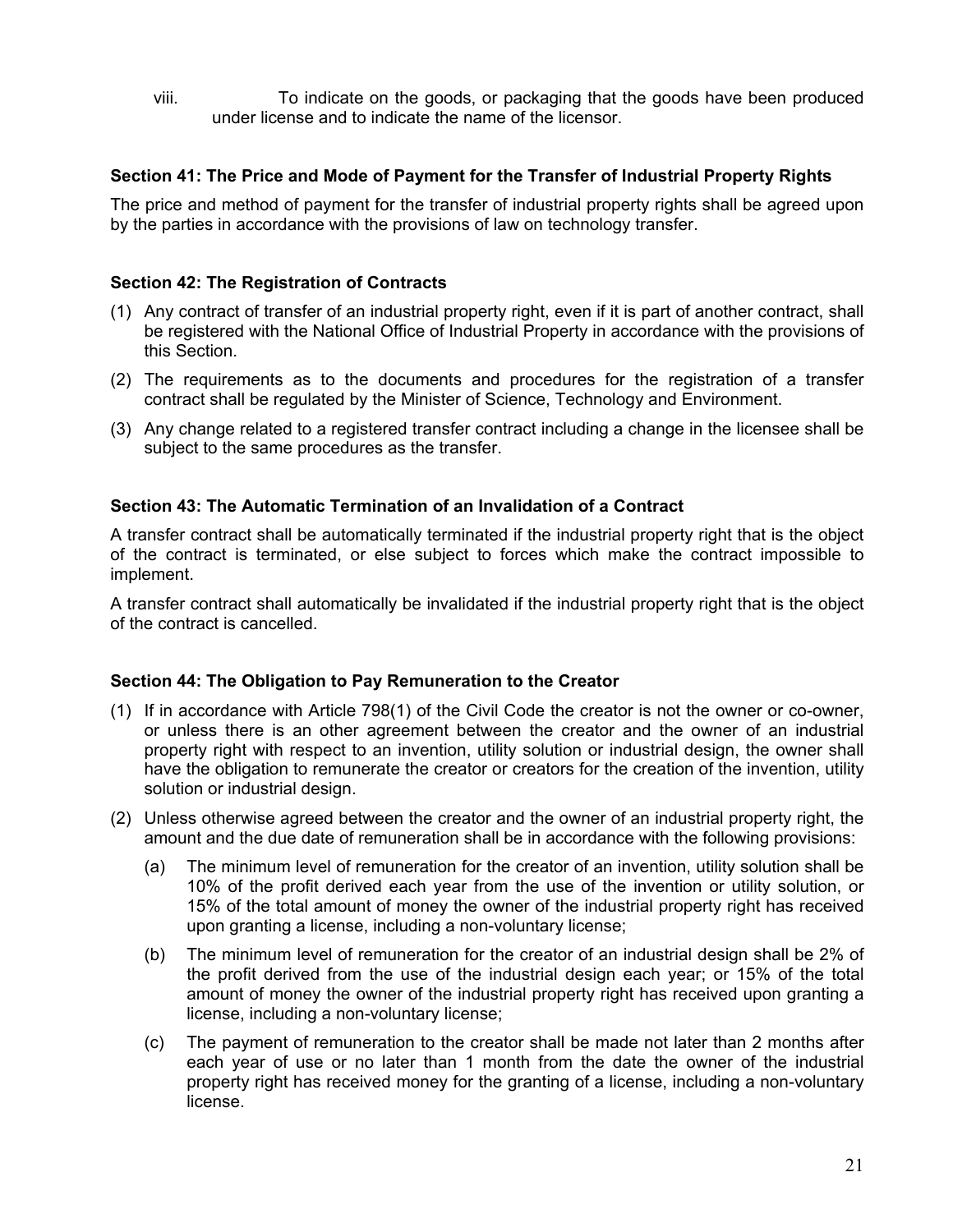viii. To indicate on the goods, or packaging that the goods have been produced under license and to indicate the name of the licensor.

### Section 41: The Price and Mode of Payment for the Transfer of Industrial Property Rights

The price and method of payment for the transfer of industrial property rights shall be agreed upon by the parties in accordance with the provisions of law on technology transfer.

### Section 42: The Registration of Contracts

(1) Any contract of transfer of an industrial property right, even if it is part of another contract, shall be registered with the National Office of Industrial Property in accordance with the provisions of this Section.

(2) The requirements as to the documents and procedures for the registration of a transfer contract shall be regulated by the Minister of Science, Technology and Environment.

(3) Any change related to a registered transfer contract including a change in the licensee shall be subject to the same procedures as the transfer.

### Section 43: The Automatic Termination of an Invalidation of a Contract

A transfer contract shall be automatically terminated if the industrial property right that is the object of the contract is terminated, or else subject to forces which make the contract impossible to implement.

A transfer contract shall automatically be invalidated if the industrial property right that is the object of the contract is cancelled.

### Section 44: The Obligation to Pay Remuneration to the Creator

(1) If in accordance with Article 798(1) of the Civil Code the creator is not the owner or co-owner, or unless there is an other agreement between the creator and the owner of an industrial property right with respect to an invention, utility solution or industrial design, the owner shall have the obligation to remunerate the creator or creators for the creation of the invention, utility solution or industrial design.

(2) Unless otherwise agreed between the creator and the owner of an industrial property right, the amount and the due date of remuneration shall be in accordance with the following provisions:

   (a) The minimum level of remuneration for the creator of an invention, utility solution shall be 10% of the profit derived each year from the use of the invention or utility solution, or 15% of the total amount of money the owner of the industrial property right has received upon granting a license, including a non-voluntary license;

   (b) The minimum level of remuneration for the creator of an industrial design shall be 2% of the profit derived from the use of the industrial design each year; or 15% of the total amount of money the owner of the industrial property right has received upon granting a license, including a non-voluntary license;

   (c) The payment of remuneration to the creator shall be made not later than 2 months after each year of use or no later than 1 month from the date the owner of the industrial property right has received money for the granting of a license, including a non-voluntary license.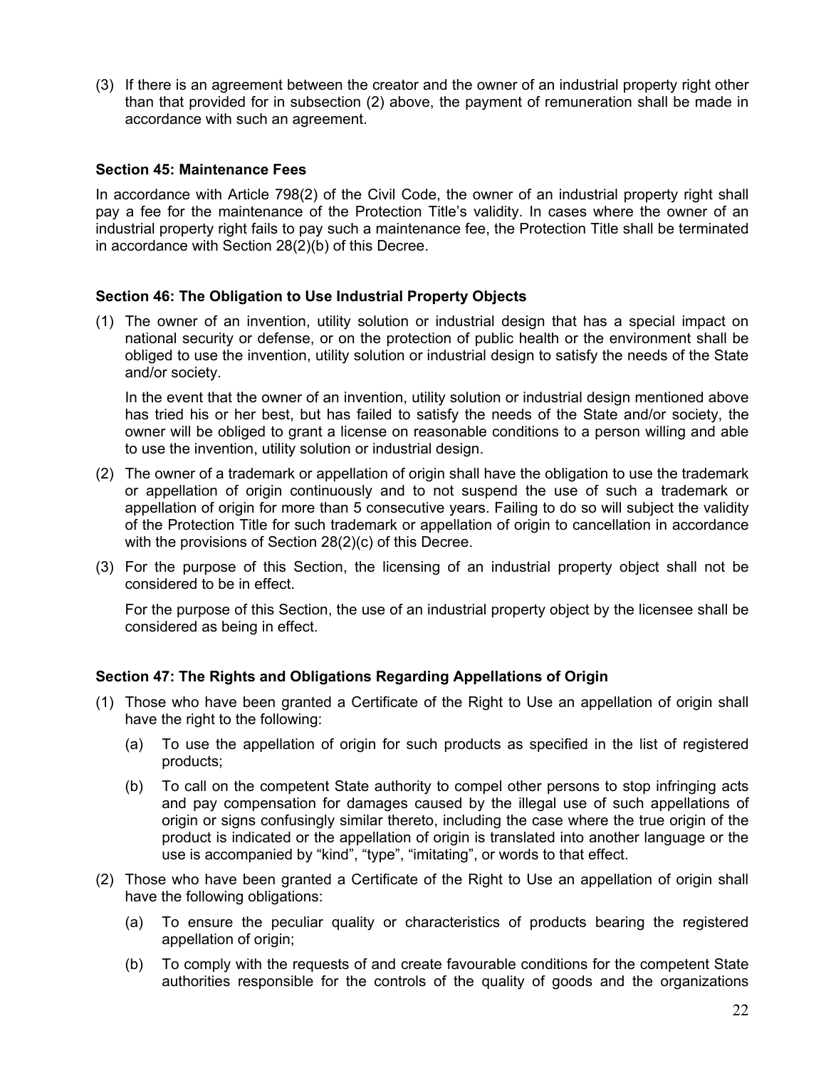(3) If there is an agreement between the creator and the owner of an industrial property right other than that provided for in subsection (2) above, the payment of remuneration shall be made in accordance with such an agreement.

### Section 45: Maintenance Fees

In accordance with Article 798(2) of the Civil Code, the owner of an industrial property right shall pay a fee for the maintenance of the Protection Title's validity. In cases where the owner of an industrial property right fails to pay such a maintenance fee, the Protection Title shall be terminated in accordance with Section 28(2)(b) of this Decree.

### Section 46: The Obligation to Use Industrial Property Objects

(1) The owner of an invention, utility solution or industrial design that has a special impact on national security or defense, or on the protection of public health or the environment shall be obliged to use the invention, utility solution or industrial design to satisfy the needs of the State and/or society.

In the event that the owner of an invention, utility solution or industrial design mentioned above has tried his or her best, but has failed to satisfy the needs of the State and/or society, the owner will be obliged to grant a license on reasonable conditions to a person willing and able to use the invention, utility solution or industrial design.

(2) The owner of a trademark or appellation of origin shall have the obligation to use the trademark or appellation of origin continuously and to not suspend the use of such a trademark or appellation of origin for more than 5 consecutive years. Failing to do so will subject the validity of the Protection Title for such trademark or appellation of origin to cancellation in accordance with the provisions of Section 28(2)(c) of this Decree.

(3) For the purpose of this Section, the licensing of an industrial property object shall not be considered to be in effect.

For the purpose of this Section, the use of an industrial property object by the licensee shall be considered as being in effect.

### Section 47: The Rights and Obligations Regarding Appellations of Origin

(1) Those who have been granted a Certificate of the Right to Use an appellation of origin shall have the right to the following:

   (a) To use the appellation of origin for such products as specified in the list of registered products;

   (b) To call on the competent State authority to compel other persons to stop infringing acts and pay compensation for damages caused by the illegal use of such appellations of origin or signs confusingly similar thereto, including the case where the true origin of the product is indicated or the appellation of origin is translated into another language or the use is accompanied by "kind", "type", "imitating", or words to that effect.

(2) Those who have been granted a Certificate of the Right to Use an appellation of origin shall have the following obligations:

   (a) To ensure the peculiar quality or characteristics of products bearing the registered appellation of origin;

   (b) To comply with the requests of and create favourable conditions for the competent State authorities responsible for the controls of the quality of goods and the organizations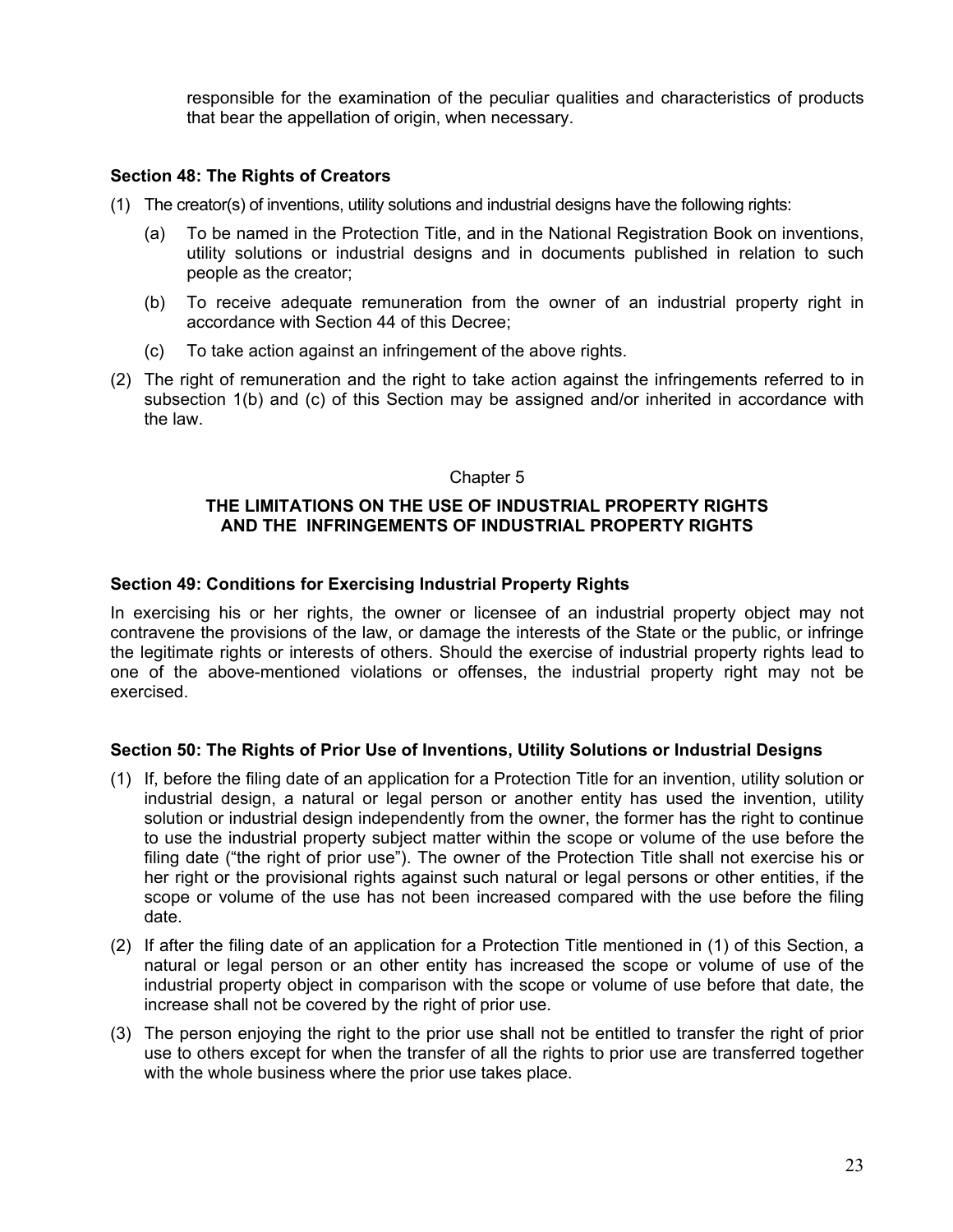responsible for the examination of the peculiar qualities and characteristics of products that bear the appellation of origin, when necessary.

### Section 48: The Rights of Creators

(1) The creator(s) of inventions, utility solutions and industrial designs have the following rights:

   (a) To be named in the Protection Title, and in the National Registration Book on inventions, utility solutions or industrial designs and in documents published in relation to such people as the creator;

   (b) To receive adequate remuneration from the owner of an industrial property right in accordance with Section 44 of this Decree;

   (c) To take action against an infringement of the above rights.

(2) The right of remuneration and the right to take action against the infringements referred to in subsection 1(b) and (c) of this Section may be assigned and/or inherited in accordance with the law.

## Chapter 5

## THE LIMITATIONS ON THE USE OF INDUSTRIAL PROPERTY RIGHTS AND THE INFRINGEMENTS OF INDUSTRIAL PROPERTY RIGHTS

### Section 49: Conditions for Exercising Industrial Property Rights

In exercising his or her rights, the owner or licensee of an industrial property object may not contravene the provisions of the law, or damage the interests of the State or the public, or infringe the legitimate rights or interests of others. Should the exercise of industrial property rights lead to one of the above-mentioned violations or offenses, the industrial property right may not be exercised.

### Section 50: The Rights of Prior Use of Inventions, Utility Solutions or Industrial Designs

(1) If, before the filing date of an application for a Protection Title for an invention, utility solution or industrial design, a natural or legal person or another entity has used the invention, utility solution or industrial design independently from the owner, the former has the right to continue to use the industrial property subject matter within the scope or volume of the use before the filing date ("the right of prior use"). The owner of the Protection Title shall not exercise his or her right or the provisional rights against such natural or legal persons or other entities, if the scope or volume of the use has not been increased compared with the use before the filing date.

(2) If after the filing date of an application for a Protection Title mentioned in (1) of this Section, a natural or legal person or an other entity has increased the scope or volume of use of the industrial property object in comparison with the scope or volume of use before that date, the increase shall not be covered by the right of prior use.

(3) The person enjoying the right to the prior use shall not be entitled to transfer the right of prior use to others except for when the transfer of all the rights to prior use are transferred together with the whole business where the prior use takes place.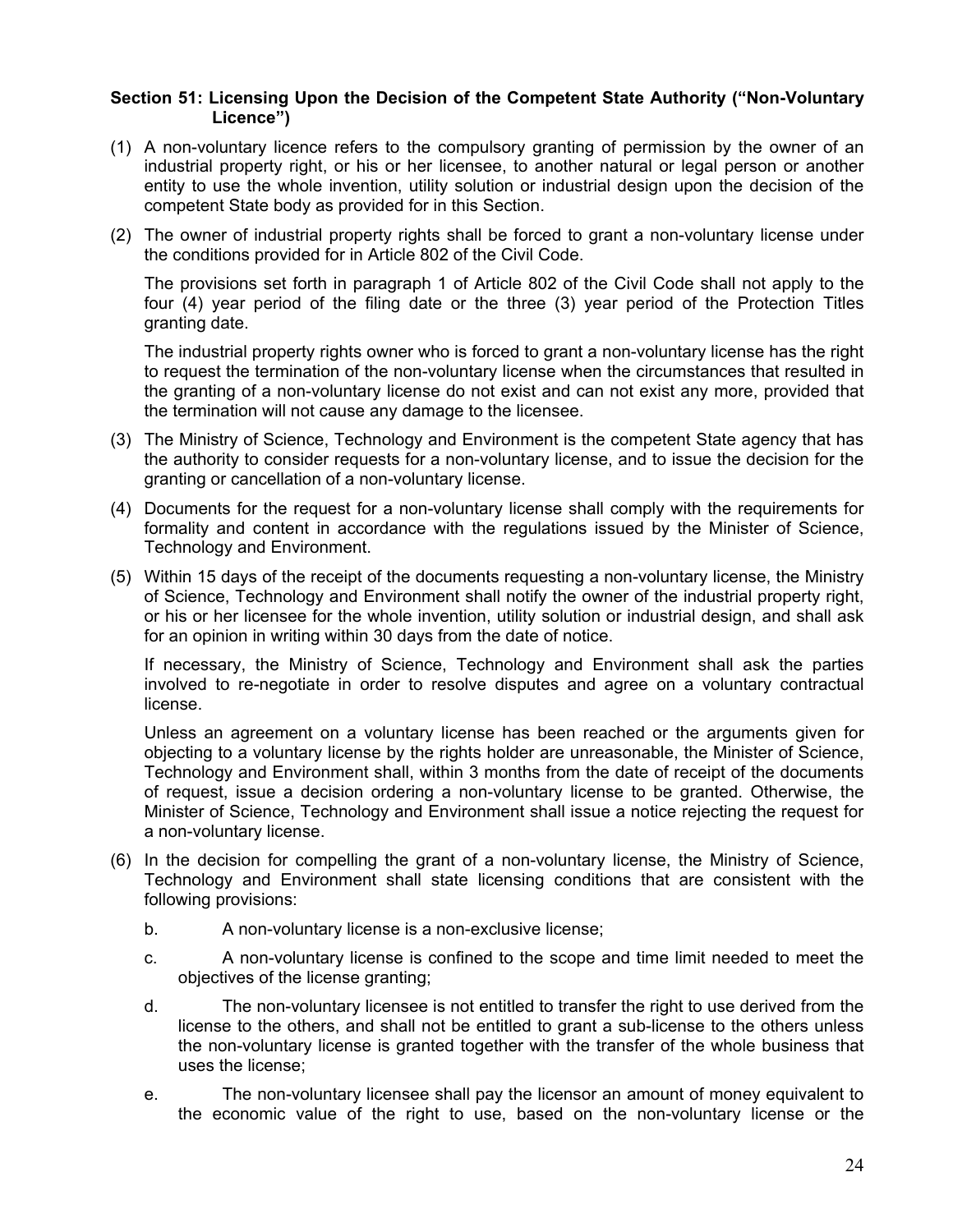### Section 51: Licensing Upon the Decision of the Competent State Authority ("Non-Voluntary Licence")

(1) A non-voluntary licence refers to the compulsory granting of permission by the owner of an industrial property right, or his or her licensee, to another natural or legal person or another entity to use the whole invention, utility solution or industrial design upon the decision of the competent State body as provided for in this Section.

(2) The owner of industrial property rights shall be forced to grant a non-voluntary license under the conditions provided for in Article 802 of the Civil Code.

The provisions set forth in paragraph 1 of Article 802 of the Civil Code shall not apply to the four (4) year period of the filing date or the three (3) year period of the Protection Titles granting date.

The industrial property rights owner who is forced to grant a non-voluntary license has the right to request the termination of the non-voluntary license when the circumstances that resulted in the granting of a non-voluntary license do not exist and can not exist any more, provided that the termination will not cause any damage to the licensee.

(3) The Ministry of Science, Technology and Environment is the competent State agency that has the authority to consider requests for a non-voluntary license, and to issue the decision for the granting or cancellation of a non-voluntary license.

(4) Documents for the request for a non-voluntary license shall comply with the requirements for formality and content in accordance with the regulations issued by the Minister of Science, Technology and Environment.

(5) Within 15 days of the receipt of the documents requesting a non-voluntary license, the Ministry of Science, Technology and Environment shall notify the owner of the industrial property right, or his or her licensee for the whole invention, utility solution or industrial design, and shall ask for an opinion in writing within 30 days from the date of notice.

If necessary, the Ministry of Science, Technology and Environment shall ask the parties involved to re-negotiate in order to resolve disputes and agree on a voluntary contractual license.

Unless an agreement on a voluntary license has been reached or the arguments given for objecting to a voluntary license by the rights holder are unreasonable, the Minister of Science, Technology and Environment shall, within 3 months from the date of receipt of the documents of request, issue a decision ordering a non-voluntary license to be granted. Otherwise, the Minister of Science, Technology and Environment shall issue a notice rejecting the request for a non-voluntary license.

(6) In the decision for compelling the grant of a non-voluntary license, the Ministry of Science, Technology and Environment shall state licensing conditions that are consistent with the following provisions:

b. A non-voluntary license is a non-exclusive license;

c. A non-voluntary license is confined to the scope and time limit needed to meet the objectives of the license granting;

d. The non-voluntary licensee is not entitled to transfer the right to use derived from the license to the others, and shall not be entitled to grant a sub-license to the others unless the non-voluntary license is granted together with the transfer of the whole business that uses the license;

e. The non-voluntary licensee shall pay the licensor an amount of money equivalent to the economic value of the right to use, based on the non-voluntary license or the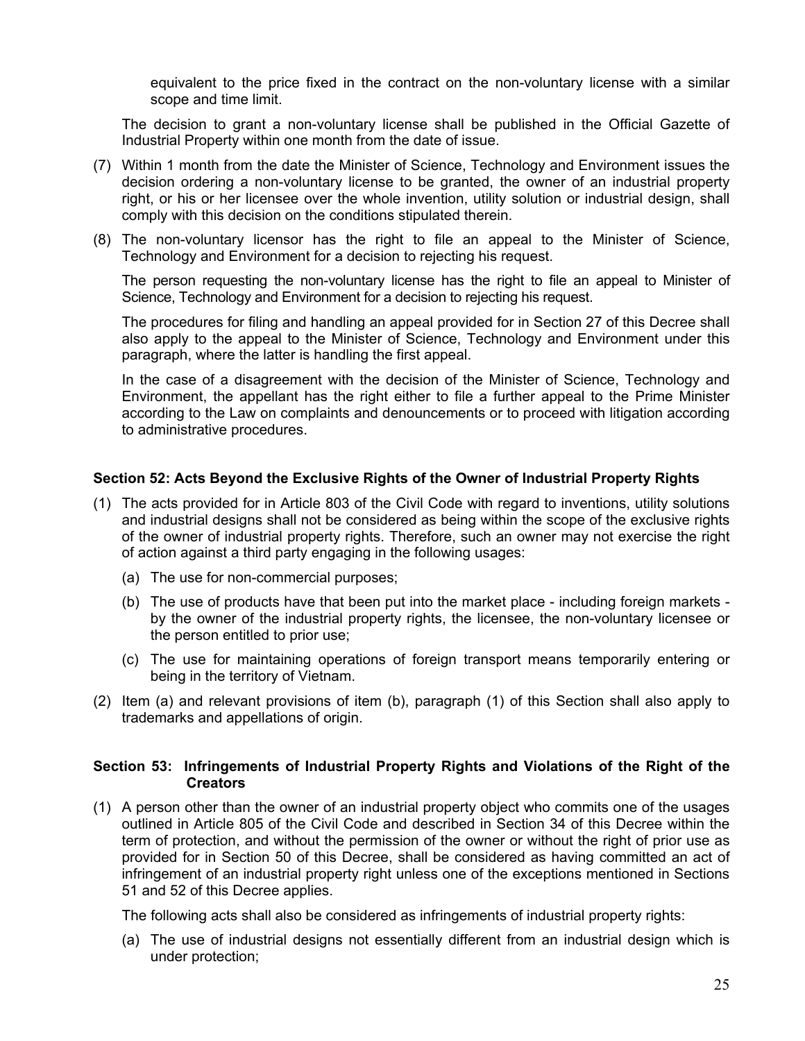equivalent to the price fixed in the contract on the non-voluntary license with a similar scope and time limit.

The decision to grant a non-voluntary license shall be published in the Official Gazette of Industrial Property within one month from the date of issue.

(7) Within 1 month from the date the Minister of Science, Technology and Environment issues the decision ordering a non-voluntary license to be granted, the owner of an industrial property right, or his or her licensee over the whole invention, utility solution or industrial design, shall comply with this decision on the conditions stipulated therein.

(8) The non-voluntary licensor has the right to file an appeal to the Minister of Science, Technology and Environment for a decision to rejecting his request.

The person requesting the non-voluntary license has the right to file an appeal to Minister of Science, Technology and Environment for a decision to rejecting his request.

The procedures for filing and handling an appeal provided for in Section 27 of this Decree shall also apply to the appeal to the Minister of Science, Technology and Environment under this paragraph, where the latter is handling the first appeal.

In the case of a disagreement with the decision of the Minister of Science, Technology and Environment, the appellant has the right either to file a further appeal to the Prime Minister according to the Law on complaints and denouncements or to proceed with litigation according to administrative procedures.

#### Section 52: Acts Beyond the Exclusive Rights of the Owner of Industrial Property Rights

(1) The acts provided for in Article 803 of the Civil Code with regard to inventions, utility solutions and industrial designs shall not be considered as being within the scope of the exclusive rights of the owner of industrial property rights. Therefore, such an owner may not exercise the right of action against a third party engaging in the following usages:

   (a) The use for non-commercial purposes;

   (b) The use of products have that been put into the market place - including foreign markets - by the owner of the industrial property rights, the licensee, the non-voluntary licensee or the person entitled to prior use;

   (c) The use for maintaining operations of foreign transport means temporarily entering or being in the territory of Vietnam.

(2) Item (a) and relevant provisions of item (b), paragraph (1) of this Section shall also apply to trademarks and appellations of origin.

#### Section 53: Infringements of Industrial Property Rights and Violations of the Right of the Creators

(1) A person other than the owner of an industrial property object who commits one of the usages outlined in Article 805 of the Civil Code and described in Section 34 of this Decree within the term of protection, and without the permission of the owner or without the right of prior use as provided for in Section 50 of this Decree, shall be considered as having committed an act of infringement of an industrial property right unless one of the exceptions mentioned in Sections 51 and 52 of this Decree applies.

The following acts shall also be considered as infringements of industrial property rights:

   (a) The use of industrial designs not essentially different from an industrial design which is under protection;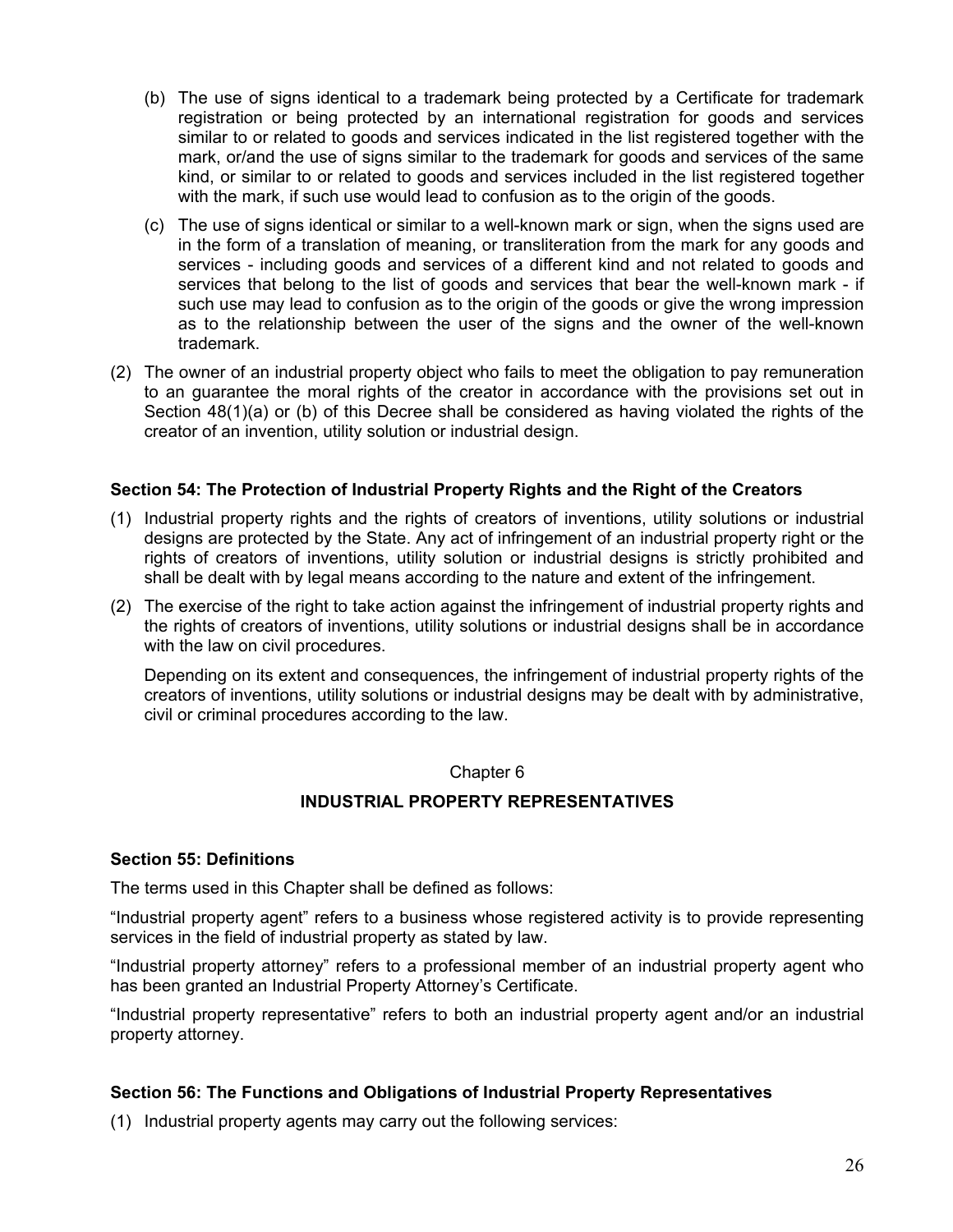(b) The use of signs identical to a trademark being protected by a Certificate for trademark registration or being protected by an international registration for goods and services similar to or related to goods and services indicated in the list registered together with the mark, or/and the use of signs similar to the trademark for goods and services of the same kind, or similar to or related to goods and services included in the list registered together with the mark, if such use would lead to confusion as to the origin of the goods.

(c) The use of signs identical or similar to a well-known mark or sign, when the signs used are in the form of a translation of meaning, or transliteration from the mark for any goods and services - including goods and services of a different kind and not related to goods and services that belong to the list of goods and services that bear the well-known mark - if such use may lead to confusion as to the origin of the goods or give the wrong impression as to the relationship between the user of the signs and the owner of the well-known trademark.

(2) The owner of an industrial property object who fails to meet the obligation to pay remuneration to an guarantee the moral rights of the creator in accordance with the provisions set out in Section 48(1)(a) or (b) of this Decree shall be considered as having violated the rights of the creator of an invention, utility solution or industrial design.

**Section 54: The Protection of Industrial Property Rights and the Right of the Creators**

(1) Industrial property rights and the rights of creators of inventions, utility solutions or industrial designs are protected by the State. Any act of infringement of an industrial property right or the rights of creators of inventions, utility solution or industrial designs is strictly prohibited and shall be dealt with by legal means according to the nature and extent of the infringement.

(2) The exercise of the right to take action against the infringement of industrial property rights and the rights of creators of inventions, utility solutions or industrial designs shall be in accordance with the law on civil procedures.

Depending on its extent and consequences, the infringement of industrial property rights of the creators of inventions, utility solutions or industrial designs may be dealt with by administrative, civil or criminal procedures according to the law.

## Chapter 6

## INDUSTRIAL PROPERTY REPRESENTATIVES

**Section 55: Definitions**

The terms used in this Chapter shall be defined as follows:

"Industrial property agent" refers to a business whose registered activity is to provide representing services in the field of industrial property as stated by law.

"Industrial property attorney" refers to a professional member of an industrial property agent who has been granted an Industrial Property Attorney's Certificate.

"Industrial property representative" refers to both an industrial property agent and/or an industrial property attorney.

**Section 56: The Functions and Obligations of Industrial Property Representatives**

(1) Industrial property agents may carry out the following services: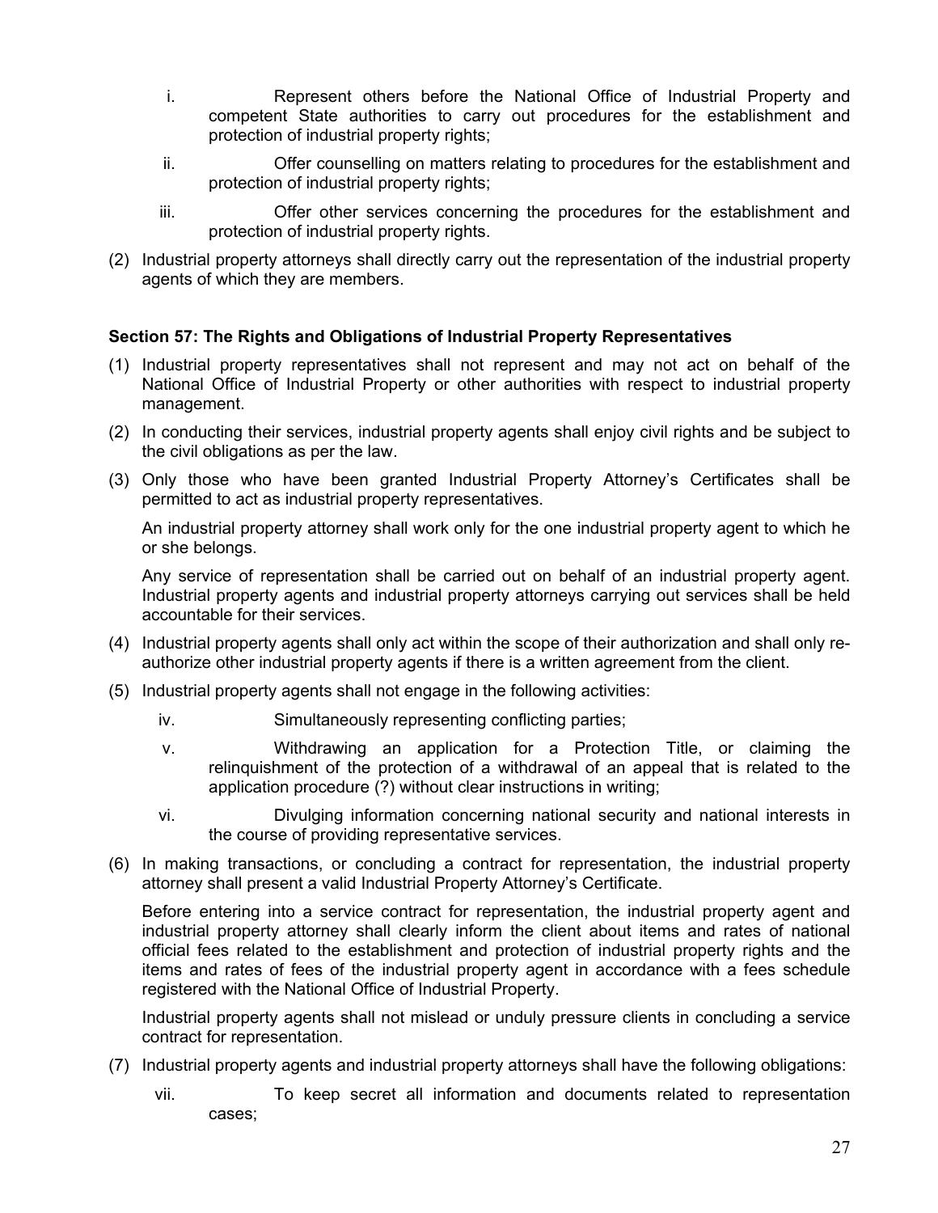i. Represent others before the National Office of Industrial Property and competent State authorities to carry out procedures for the establishment and protection of industrial property rights;

ii. Offer counselling on matters relating to procedures for the establishment and protection of industrial property rights;

iii. Offer other services concerning the procedures for the establishment and protection of industrial property rights.

(2) Industrial property attorneys shall directly carry out the representation of the industrial property agents of which they are members.

**Section 57: The Rights and Obligations of Industrial Property Representatives**

(1) Industrial property representatives shall not represent and may not act on behalf of the National Office of Industrial Property or other authorities with respect to industrial property management.

(2) In conducting their services, industrial property agents shall enjoy civil rights and be subject to the civil obligations as per the law.

(3) Only those who have been granted Industrial Property Attorney's Certificates shall be permitted to act as industrial property representatives.

An industrial property attorney shall work only for the one industrial property agent to which he or she belongs.

Any service of representation shall be carried out on behalf of an industrial property agent. Industrial property agents and industrial property attorneys carrying out services shall be held accountable for their services.

(4) Industrial property agents shall only act within the scope of their authorization and shall only re-authorize other industrial property agents if there is a written agreement from the client.

(5) Industrial property agents shall not engage in the following activities:

iv. Simultaneously representing conflicting parties;

v. Withdrawing an application for a Protection Title, or claiming the relinquishment of the protection of a withdrawal of an appeal that is related to the application procedure (?) without clear instructions in writing;

vi. Divulging information concerning national security and national interests in the course of providing representative services.

(6) In making transactions, or concluding a contract for representation, the industrial property attorney shall present a valid Industrial Property Attorney's Certificate.

Before entering into a service contract for representation, the industrial property agent and industrial property attorney shall clearly inform the client about items and rates of national official fees related to the establishment and protection of industrial property rights and the items and rates of fees of the industrial property agent in accordance with a fees schedule registered with the National Office of Industrial Property.

Industrial property agents shall not mislead or unduly pressure clients in concluding a service contract for representation.

(7) Industrial property agents and industrial property attorneys shall have the following obligations:

vii. To keep secret all information and documents related to representation cases;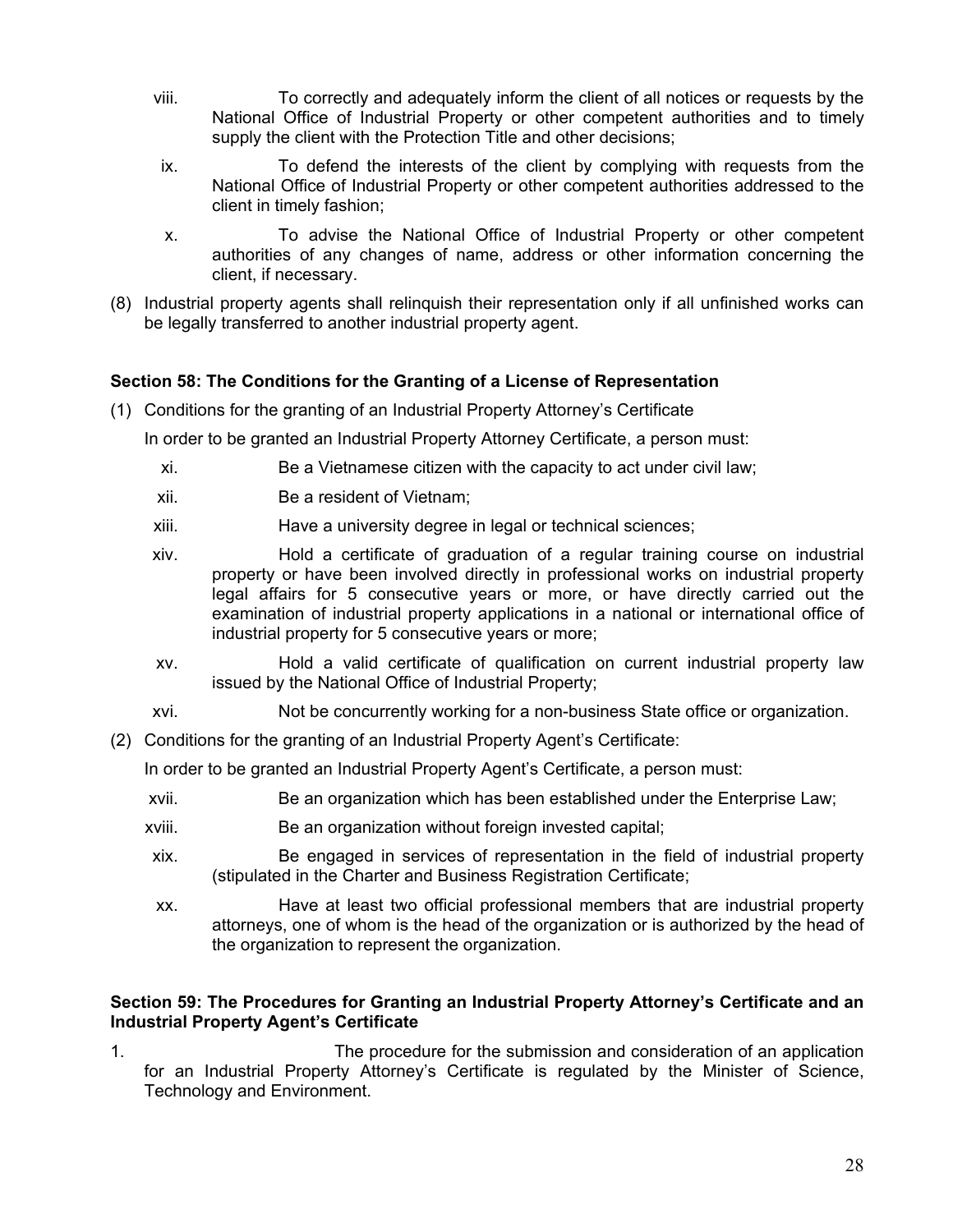viii. To correctly and adequately inform the client of all notices or requests by the National Office of Industrial Property or other competent authorities and to timely supply the client with the Protection Title and other decisions;

ix. To defend the interests of the client by complying with requests from the National Office of Industrial Property or other competent authorities addressed to the client in timely fashion;

x. To advise the National Office of Industrial Property or other competent authorities of any changes of name, address or other information concerning the client, if necessary.

(8) Industrial property agents shall relinquish their representation only if all unfinished works can be legally transferred to another industrial property agent.

### Section 58: The Conditions for the Granting of a License of Representation

(1) Conditions for the granting of an Industrial Property Attorney's Certificate

In order to be granted an Industrial Property Attorney Certificate, a person must:

xi. Be a Vietnamese citizen with the capacity to act under civil law;

xii. Be a resident of Vietnam;

xiii. Have a university degree in legal or technical sciences;

xiv. Hold a certificate of graduation of a regular training course on industrial property or have been involved directly in professional works on industrial property legal affairs for 5 consecutive years or more, or have directly carried out the examination of industrial property applications in a national or international office of industrial property for 5 consecutive years or more;

xv. Hold a valid certificate of qualification on current industrial property law issued by the National Office of Industrial Property;

xvi. Not be concurrently working for a non-business State office or organization.

(2) Conditions for the granting of an Industrial Property Agent's Certificate:

In order to be granted an Industrial Property Agent's Certificate, a person must:

xvii. Be an organization which has been established under the Enterprise Law;

xviii. Be an organization without foreign invested capital;

xix. Be engaged in services of representation in the field of industrial property (stipulated in the Charter and Business Registration Certificate;

xx. Have at least two official professional members that are industrial property attorneys, one of whom is the head of the organization or is authorized by the head of the organization to represent the organization.

### Section 59: The Procedures for Granting an Industrial Property Attorney's Certificate and an Industrial Property Agent's Certificate

1. The procedure for the submission and consideration of an application for an Industrial Property Attorney's Certificate is regulated by the Minister of Science, Technology and Environment.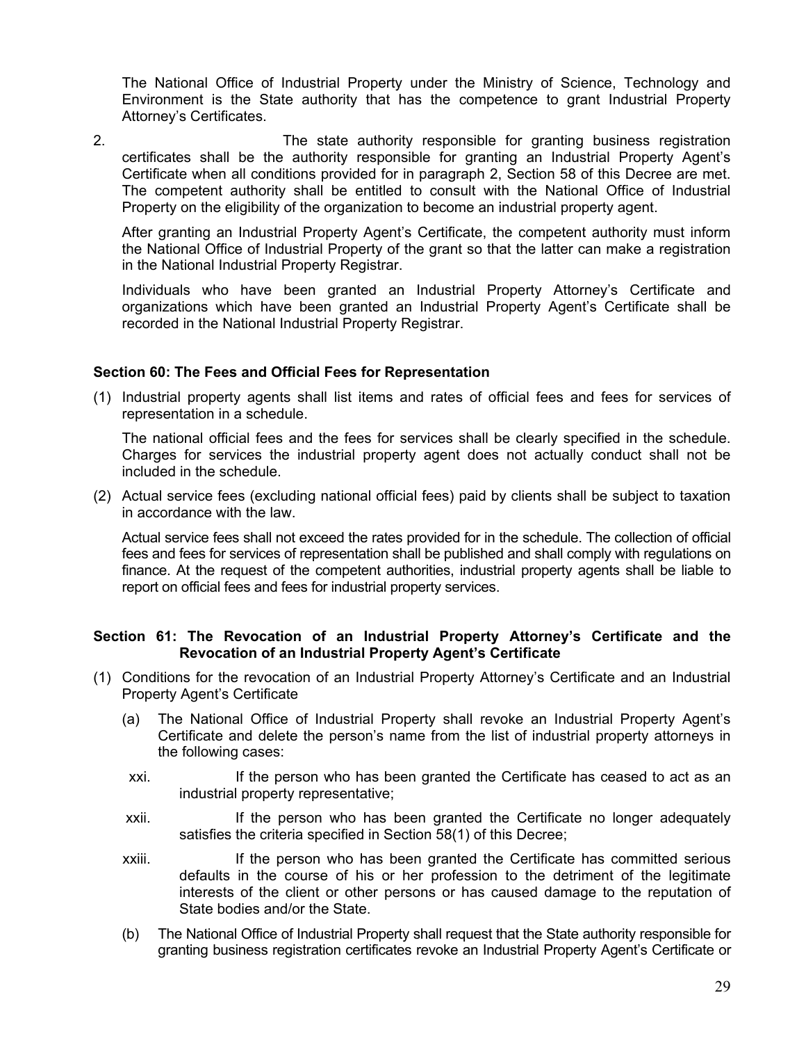The National Office of Industrial Property under the Ministry of Science, Technology and Environment is the State authority that has the competence to grant Industrial Property Attorney's Certificates.

2. The state authority responsible for granting business registration certificates shall be the authority responsible for granting an Industrial Property Agent's Certificate when all conditions provided for in paragraph 2, Section 58 of this Decree are met. The competent authority shall be entitled to consult with the National Office of Industrial Property on the eligibility of the organization to become an industrial property agent.

   After granting an Industrial Property Agent's Certificate, the competent authority must inform the National Office of Industrial Property of the grant so that the latter can make a registration in the National Industrial Property Registrar.

   Individuals who have been granted an Industrial Property Attorney's Certificate and organizations which have been granted an Industrial Property Agent's Certificate shall be recorded in the National Industrial Property Registrar.

### Section 60: The Fees and Official Fees for Representation

(1) Industrial property agents shall list items and rates of official fees and fees for services of representation in a schedule.

   The national official fees and the fees for services shall be clearly specified in the schedule. Charges for services the industrial property agent does not actually conduct shall not be included in the schedule.

(2) Actual service fees (excluding national official fees) paid by clients shall be subject to taxation in accordance with the law.

   Actual service fees shall not exceed the rates provided for in the schedule. The collection of official fees and fees for services of representation shall be published and shall comply with regulations on finance. At the request of the competent authorities, industrial property agents shall be liable to report on official fees and fees for industrial property services.

### Section 61: The Revocation of an Industrial Property Attorney's Certificate and the Revocation of an Industrial Property Agent's Certificate

(1) Conditions for the revocation of an Industrial Property Attorney's Certificate and an Industrial Property Agent's Certificate

   (a) The National Office of Industrial Property shall revoke an Industrial Property Agent's Certificate and delete the person's name from the list of industrial property attorneys in the following cases:

   xxi. If the person who has been granted the Certificate has ceased to act as an industrial property representative;

   xxii. If the person who has been granted the Certificate no longer adequately satisfies the criteria specified in Section 58(1) of this Decree;

   xxiii. If the person who has been granted the Certificate has committed serious defaults in the course of his or her profession to the detriment of the legitimate interests of the client or other persons or has caused damage to the reputation of State bodies and/or the State.

   (b) The National Office of Industrial Property shall request that the State authority responsible for granting business registration certificates revoke an Industrial Property Agent's Certificate or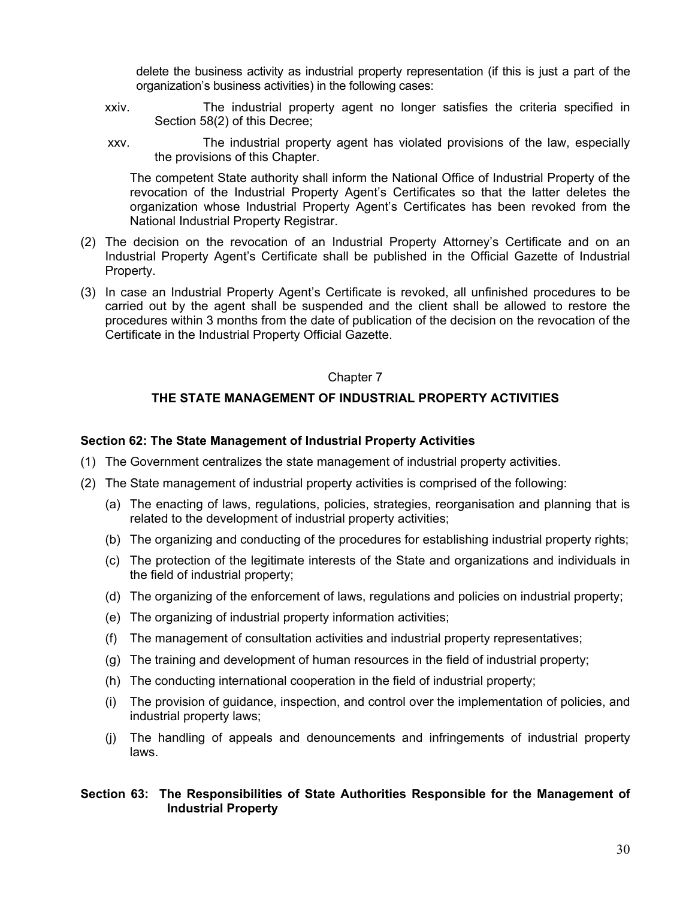delete the business activity as industrial property representation (if this is just a part of the organization's business activities) in the following cases:

xxiv. The industrial property agent no longer satisfies the criteria specified in Section 58(2) of this Decree;

xxv. The industrial property agent has violated provisions of the law, especially the provisions of this Chapter.

The competent State authority shall inform the National Office of Industrial Property of the revocation of the Industrial Property Agent's Certificates so that the latter deletes the organization whose Industrial Property Agent's Certificates has been revoked from the National Industrial Property Registrar.

(2) The decision on the revocation of an Industrial Property Attorney's Certificate and on an Industrial Property Agent's Certificate shall be published in the Official Gazette of Industrial Property.

(3) In case an Industrial Property Agent's Certificate is revoked, all unfinished procedures to be carried out by the agent shall be suspended and the client shall be allowed to restore the procedures within 3 months from the date of publication of the decision on the revocation of the Certificate in the Industrial Property Official Gazette.

## Chapter 7

## THE STATE MANAGEMENT OF INDUSTRIAL PROPERTY ACTIVITIES

### Section 62: The State Management of Industrial Property Activities

(1) The Government centralizes the state management of industrial property activities.

(2) The State management of industrial property activities is comprised of the following:

(a) The enacting of laws, regulations, policies, strategies, reorganisation and planning that is related to the development of industrial property activities;

(b) The organizing and conducting of the procedures for establishing industrial property rights;

(c) The protection of the legitimate interests of the State and organizations and individuals in the field of industrial property;

(d) The organizing of the enforcement of laws, regulations and policies on industrial property;

(e) The organizing of industrial property information activities;

(f) The management of consultation activities and industrial property representatives;

(g) The training and development of human resources in the field of industrial property;

(h) The conducting international cooperation in the field of industrial property;

(i) The provision of guidance, inspection, and control over the implementation of policies, and industrial property laws;

(j) The handling of appeals and denouncements and infringements of industrial property laws.

### Section 63: The Responsibilities of State Authorities Responsible for the Management of Industrial Property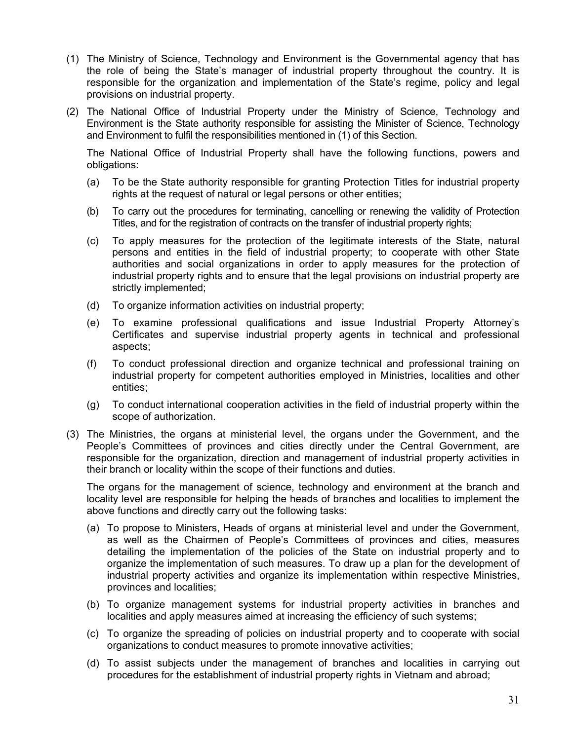(1) The Ministry of Science, Technology and Environment is the Governmental agency that has the role of being the State's manager of industrial property throughout the country. It is responsible for the organization and implementation of the State's regime, policy and legal provisions on industrial property.

(2) The National Office of Industrial Property under the Ministry of Science, Technology and Environment is the State authority responsible for assisting the Minister of Science, Technology and Environment to fulfil the responsibilities mentioned in (1) of this Section.

The National Office of Industrial Property shall have the following functions, powers and obligations:

(a) To be the State authority responsible for granting Protection Titles for industrial property rights at the request of natural or legal persons or other entities;

(b) To carry out the procedures for terminating, cancelling or renewing the validity of Protection Titles, and for the registration of contracts on the transfer of industrial property rights;

(c) To apply measures for the protection of the legitimate interests of the State, natural persons and entities in the field of industrial property; to cooperate with other State authorities and social organizations in order to apply measures for the protection of industrial property rights and to ensure that the legal provisions on industrial property are strictly implemented;

(d) To organize information activities on industrial property;

(e) To examine professional qualifications and issue Industrial Property Attorney's Certificates and supervise industrial property agents in technical and professional aspects;

(f) To conduct professional direction and organize technical and professional training on industrial property for competent authorities employed in Ministries, localities and other entities;

(g) To conduct international cooperation activities in the field of industrial property within the scope of authorization.

(3) The Ministries, the organs at ministerial level, the organs under the Government, and the People's Committees of provinces and cities directly under the Central Government, are responsible for the organization, direction and management of industrial property activities in their branch or locality within the scope of their functions and duties.

The organs for the management of science, technology and environment at the branch and locality level are responsible for helping the heads of branches and localities to implement the above functions and directly carry out the following tasks:

(a) To propose to Ministers, Heads of organs at ministerial level and under the Government, as well as the Chairmen of People's Committees of provinces and cities, measures detailing the implementation of the policies of the State on industrial property and to organize the implementation of such measures. To draw up a plan for the development of industrial property activities and organize its implementation within respective Ministries, provinces and localities;

(b) To organize management systems for industrial property activities in branches and localities and apply measures aimed at increasing the efficiency of such systems;

(c) To organize the spreading of policies on industrial property and to cooperate with social organizations to conduct measures to promote innovative activities;

(d) To assist subjects under the management of branches and localities in carrying out procedures for the establishment of industrial property rights in Vietnam and abroad;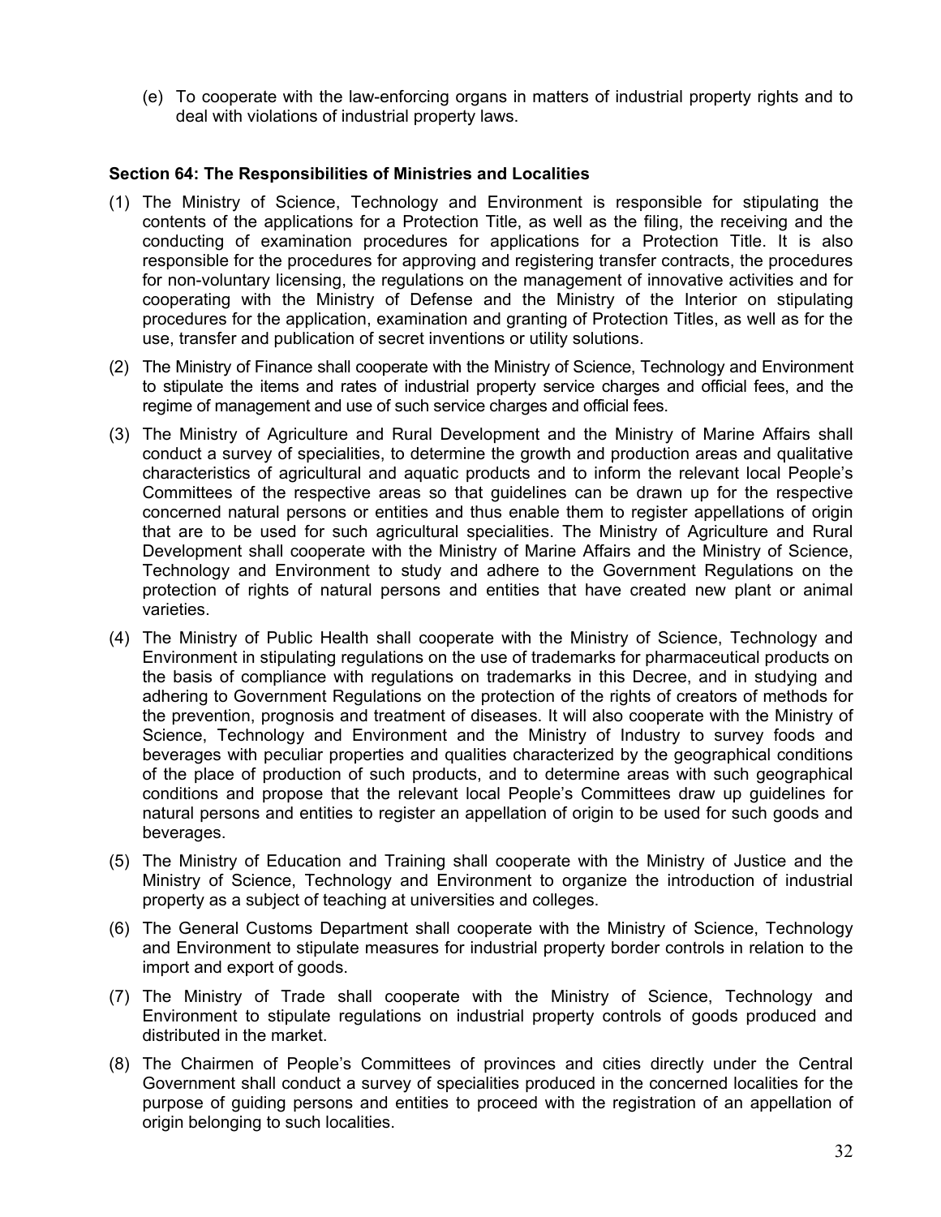(e) To cooperate with the law-enforcing organs in matters of industrial property rights and to deal with violations of industrial property laws.

**Section 64: The Responsibilities of Ministries and Localities**

(1) The Ministry of Science, Technology and Environment is responsible for stipulating the contents of the applications for a Protection Title, as well as the filing, the receiving and the conducting of examination procedures for applications for a Protection Title. It is also responsible for the procedures for approving and registering transfer contracts, the procedures for non-voluntary licensing, the regulations on the management of innovative activities and for cooperating with the Ministry of Defense and the Ministry of the Interior on stipulating procedures for the application, examination and granting of Protection Titles, as well as for the use, transfer and publication of secret inventions or utility solutions.

(2) The Ministry of Finance shall cooperate with the Ministry of Science, Technology and Environment to stipulate the items and rates of industrial property service charges and official fees, and the regime of management and use of such service charges and official fees.

(3) The Ministry of Agriculture and Rural Development and the Ministry of Marine Affairs shall conduct a survey of specialities, to determine the growth and production areas and qualitative characteristics of agricultural and aquatic products and to inform the relevant local People's Committees of the respective areas so that guidelines can be drawn up for the respective concerned natural persons or entities and thus enable them to register appellations of origin that are to be used for such agricultural specialities. The Ministry of Agriculture and Rural Development shall cooperate with the Ministry of Marine Affairs and the Ministry of Science, Technology and Environment to study and adhere to the Government Regulations on the protection of rights of natural persons and entities that have created new plant or animal varieties.

(4) The Ministry of Public Health shall cooperate with the Ministry of Science, Technology and Environment in stipulating regulations on the use of trademarks for pharmaceutical products on the basis of compliance with regulations on trademarks in this Decree, and in studying and adhering to Government Regulations on the protection of the rights of creators of methods for the prevention, prognosis and treatment of diseases. It will also cooperate with the Ministry of Science, Technology and Environment and the Ministry of Industry to survey foods and beverages with peculiar properties and qualities characterized by the geographical conditions of the place of production of such products, and to determine areas with such geographical conditions and propose that the relevant local People's Committees draw up guidelines for natural persons and entities to register an appellation of origin to be used for such goods and beverages.

(5) The Ministry of Education and Training shall cooperate with the Ministry of Justice and the Ministry of Science, Technology and Environment to organize the introduction of industrial property as a subject of teaching at universities and colleges.

(6) The General Customs Department shall cooperate with the Ministry of Science, Technology and Environment to stipulate measures for industrial property border controls in relation to the import and export of goods.

(7) The Ministry of Trade shall cooperate with the Ministry of Science, Technology and Environment to stipulate regulations on industrial property controls of goods produced and distributed in the market.

(8) The Chairmen of People's Committees of provinces and cities directly under the Central Government shall conduct a survey of specialities produced in the concerned localities for the purpose of guiding persons and entities to proceed with the registration of an appellation of origin belonging to such localities.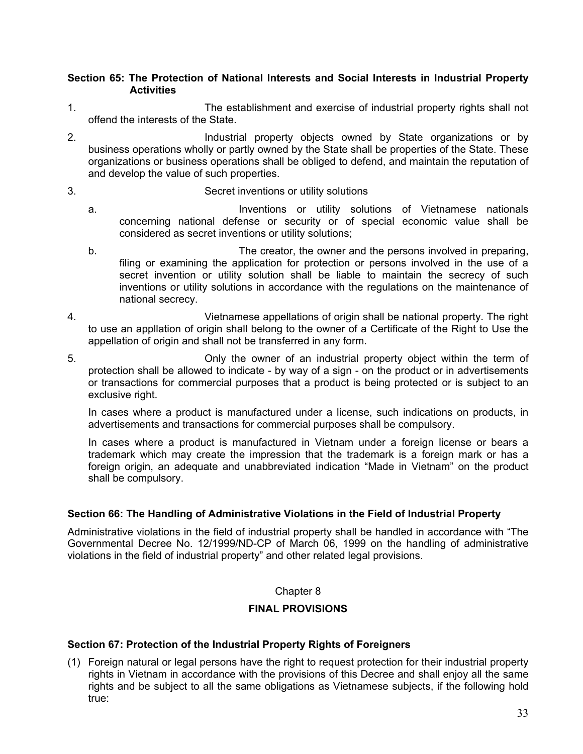### Section 65: The Protection of National Interests and Social Interests in Industrial Property Activities

1. The establishment and exercise of industrial property rights shall not offend the interests of the State.

2. Industrial property objects owned by State organizations or by business operations wholly or partly owned by the State shall be properties of the State. These organizations or business operations shall be obliged to defend, and maintain the reputation of and develop the value of such properties.

3. Secret inventions or utility solutions

   a. Inventions or utility solutions of Vietnamese nationals concerning national defense or security or of special economic value shall be considered as secret inventions or utility solutions;

   b. The creator, the owner and the persons involved in preparing, filing or examining the application for protection or persons involved in the use of a secret invention or utility solution shall be liable to maintain the secrecy of such inventions or utility solutions in accordance with the regulations on the maintenance of national secrecy.

4. Vietnamese appellations of origin shall be national property. The right to use an appllation of origin shall belong to the owner of a Certificate of the Right to Use the appellation of origin and shall not be transferred in any form.

5. Only the owner of an industrial property object within the term of protection shall be allowed to indicate - by way of a sign - on the product or in advertisements or transactions for commercial purposes that a product is being protected or is subject to an exclusive right.

   In cases where a product is manufactured under a license, such indications on products, in advertisements and transactions for commercial purposes shall be compulsory.

   In cases where a product is manufactured in Vietnam under a foreign license or bears a trademark which may create the impression that the trademark is a foreign mark or has a foreign origin, an adequate and unabbreviated indication "Made in Vietnam" on the product shall be compulsory.

### Section 66: The Handling of Administrative Violations in the Field of Industrial Property

Administrative violations in the field of industrial property shall be handled in accordance with "The Governmental Decree No. 12/1999/ND-CP of March 06, 1999 on the handling of administrative violations in the field of industrial property" and other related legal provisions.

## Chapter 8

## FINAL PROVISIONS

### Section 67: Protection of the Industrial Property Rights of Foreigners

(1) Foreign natural or legal persons have the right to request protection for their industrial property rights in Vietnam in accordance with the provisions of this Decree and shall enjoy all the same rights and be subject to all the same obligations as Vietnamese subjects, if the following hold true: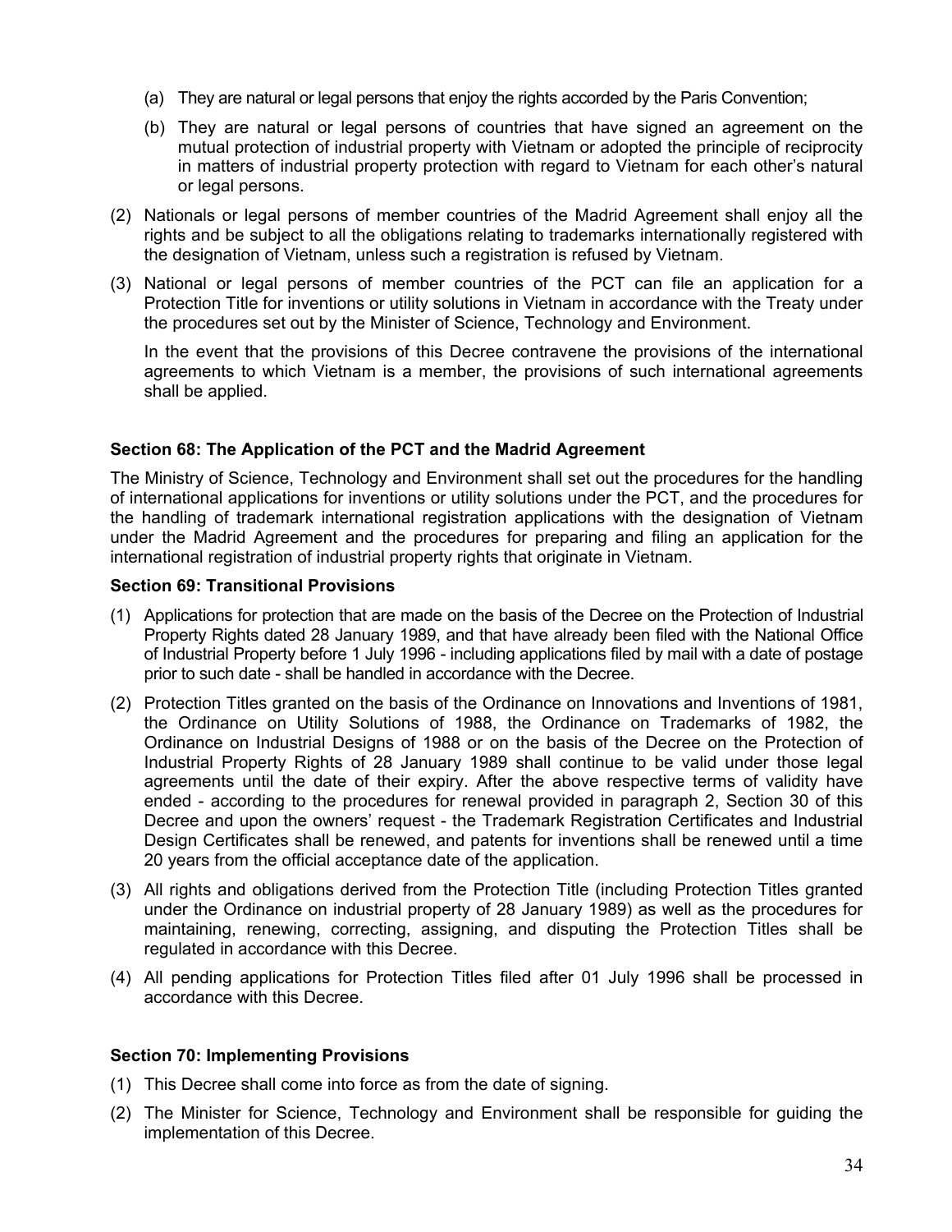(a) They are natural or legal persons that enjoy the rights accorded by the Paris Convention;

(b) They are natural or legal persons of countries that have signed an agreement on the mutual protection of industrial property with Vietnam or adopted the principle of reciprocity in matters of industrial property protection with regard to Vietnam for each other's natural or legal persons.

(2) Nationals or legal persons of member countries of the Madrid Agreement shall enjoy all the rights and be subject to all the obligations relating to trademarks internationally registered with the designation of Vietnam, unless such a registration is refused by Vietnam.

(3) National or legal persons of member countries of the PCT can file an application for a Protection Title for inventions or utility solutions in Vietnam in accordance with the Treaty under the procedures set out by the Minister of Science, Technology and Environment.

In the event that the provisions of this Decree contravene the provisions of the international agreements to which Vietnam is a member, the provisions of such international agreements shall be applied.

**Section 68: The Application of the PCT and the Madrid Agreement**

The Ministry of Science, Technology and Environment shall set out the procedures for the handling of international applications for inventions or utility solutions under the PCT, and the procedures for the handling of trademark international registration applications with the designation of Vietnam under the Madrid Agreement and the procedures for preparing and filing an application for the international registration of industrial property rights that originate in Vietnam.

**Section 69: Transitional Provisions**

(1) Applications for protection that are made on the basis of the Decree on the Protection of Industrial Property Rights dated 28 January 1989, and that have already been filed with the National Office of Industrial Property before 1 July 1996 - including applications filed by mail with a date of postage prior to such date - shall be handled in accordance with the Decree.

(2) Protection Titles granted on the basis of the Ordinance on Innovations and Inventions of 1981, the Ordinance on Utility Solutions of 1988, the Ordinance on Trademarks of 1982, the Ordinance on Industrial Designs of 1988 or on the basis of the Decree on the Protection of Industrial Property Rights of 28 January 1989 shall continue to be valid under those legal agreements until the date of their expiry. After the above respective terms of validity have ended - according to the procedures for renewal provided in paragraph 2, Section 30 of this Decree and upon the owners' request - the Trademark Registration Certificates and Industrial Design Certificates shall be renewed, and patents for inventions shall be renewed until a time 20 years from the official acceptance date of the application.

(3) All rights and obligations derived from the Protection Title (including Protection Titles granted under the Ordinance on industrial property of 28 January 1989) as well as the procedures for maintaining, renewing, correcting, assigning, and disputing the Protection Titles shall be regulated in accordance with this Decree.

(4) All pending applications for Protection Titles filed after 01 July 1996 shall be processed in accordance with this Decree.

**Section 70: Implementing Provisions**

(1) This Decree shall come into force as from the date of signing.

(2) The Minister for Science, Technology and Environment shall be responsible for guiding the implementation of this Decree.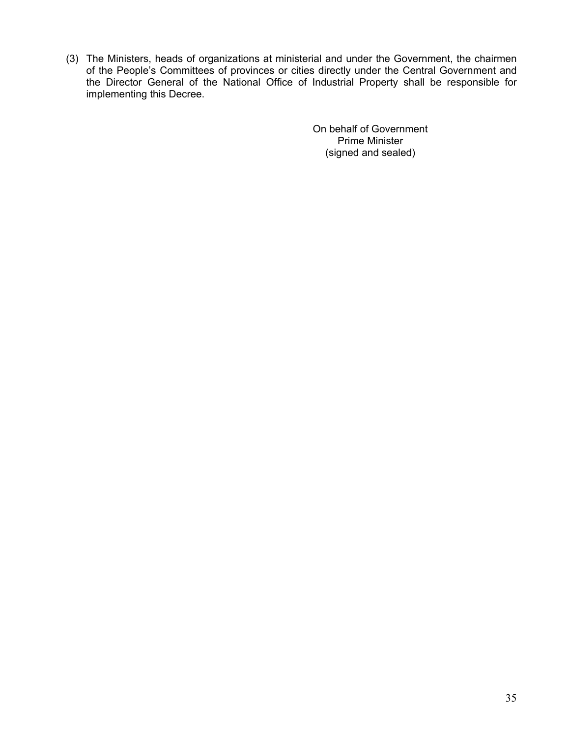(3) The Ministers, heads of organizations at ministerial and under the Government, the chairmen of the People's Committees of provinces or cities directly under the Central Government and the Director General of the National Office of Industrial Property shall be responsible for implementing this Decree.

On behalf of Government
Prime Minister
(signed and sealed)